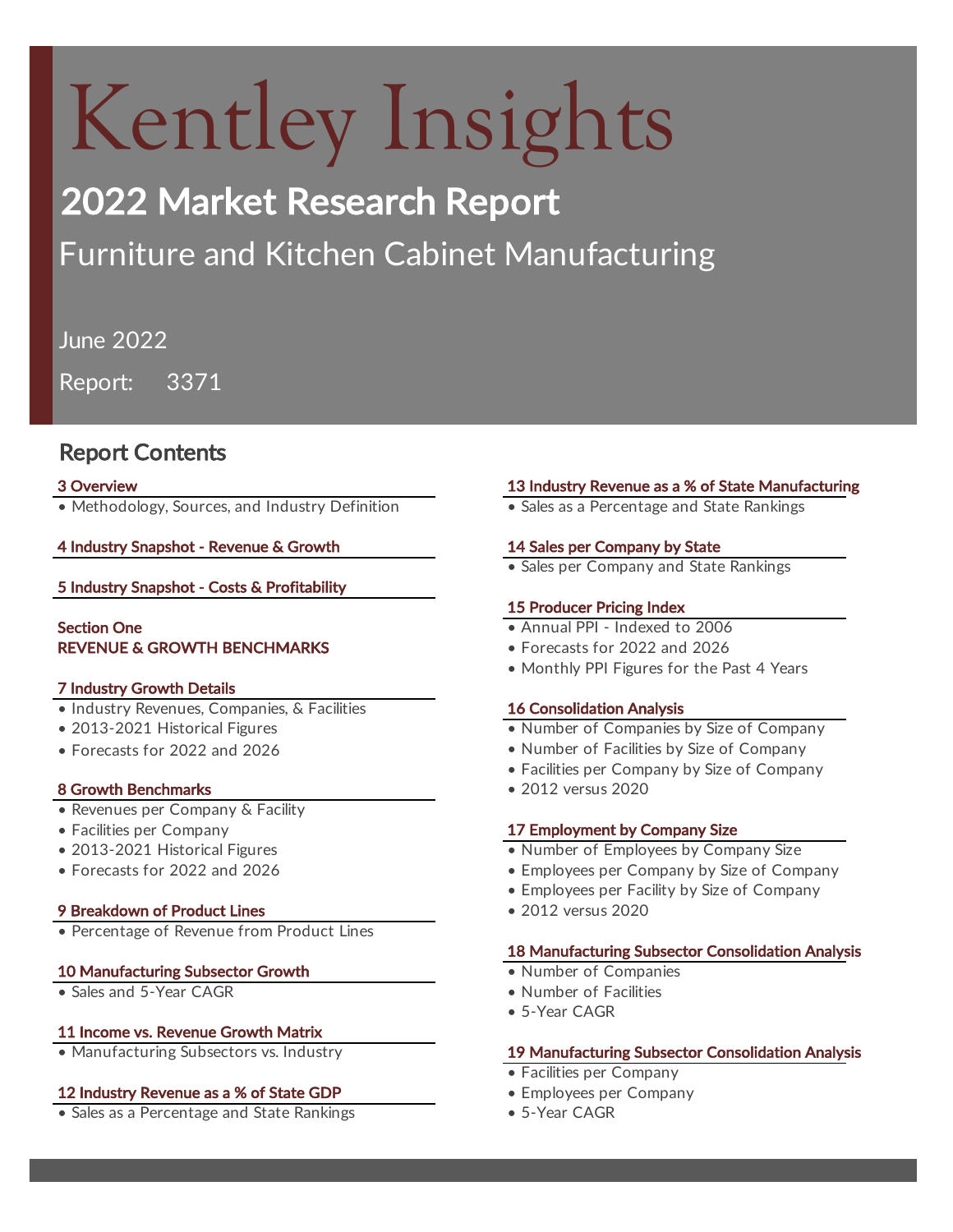# Kentley Insights

## 2022 Market Research Report

Furniture and Kitchen Cabinet Manufacturing

June 2022

Report: 3371

## Report Contents

**3 Overview**
- Methodology, Sources, and Industry Definition

**4 Industry Snapshot - Revenue & Growth**

**5 Industry Snapshot - Costs & Profitability**

**Section One**
**REVENUE & GROWTH BENCHMARKS**

**7 Industry Growth Details**
- Industry Revenues, Companies, & Facilities
- 2013-2021 Historical Figures
- Forecasts for 2022 and 2026

**8 Growth Benchmarks**
- Revenues per Company & Facility
- Facilities per Company
- 2013-2021 Historical Figures
- Forecasts for 2022 and 2026

**9 Breakdown of Product Lines**
- Percentage of Revenue from Product Lines

**10 Manufacturing Subsector Growth**
- Sales and 5-Year CAGR

**11 Income vs. Revenue Growth Matrix**
- Manufacturing Subsectors vs. Industry

**12 Industry Revenue as a % of State GDP**
- Sales as a Percentage and State Rankings

**13 Industry Revenue as a % of State Manufacturing**
- Sales as a Percentage and State Rankings

**14 Sales per Company by State**
- Sales per Company and State Rankings

**15 Producer Pricing Index**
- Annual PPI - Indexed to 2006
- Forecasts for 2022 and 2026
- Monthly PPI Figures for the Past 4 Years

**16 Consolidation Analysis**
- Number of Companies by Size of Company
- Number of Facilities by Size of Company
- Facilities per Company by Size of Company
- 2012 versus 2020

**17 Employment by Company Size**
- Number of Employees by Company Size
- Employees per Company by Size of Company
- Employees per Facility by Size of Company
- 2012 versus 2020

**18 Manufacturing Subsector Consolidation Analysis**
- Number of Companies
- Number of Facilities
- 5-Year CAGR

**19 Manufacturing Subsector Consolidation Analysis**
- Facilities per Company
- Employees per Company
- 5-Year CAGR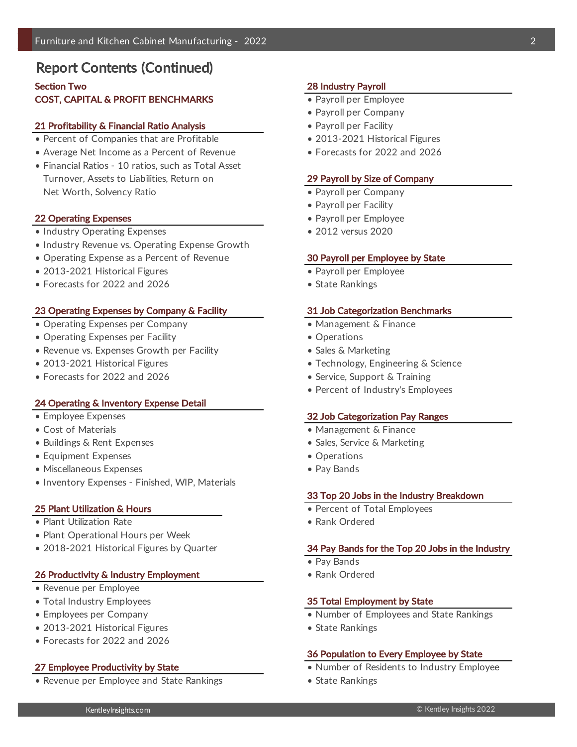# Report Contents (Continued)

## Section Two
## COST, CAPITAL & PROFIT BENCHMARKS

### 21 Profitability & Financial Ratio Analysis
- Percent of Companies that are Profitable
- Average Net Income as a Percent of Revenue
- Financial Ratios - 10 ratios, such as Total Asset Turnover, Assets to Liabilities, Return on Net Worth, Solvency Ratio

### 22 Operating Expenses
- Industry Operating Expenses
- Industry Revenue vs. Operating Expense Growth
- Operating Expense as a Percent of Revenue
- 2013-2021 Historical Figures
- Forecasts for 2022 and 2026

### 23 Operating Expenses by Company & Facility
- Operating Expenses per Company
- Operating Expenses per Facility
- Revenue vs. Expenses Growth per Facility
- 2013-2021 Historical Figures
- Forecasts for 2022 and 2026

### 24 Operating & Inventory Expense Detail
- Employee Expenses
- Cost of Materials
- Buildings & Rent Expenses
- Equipment Expenses
- Miscellaneous Expenses
- Inventory Expenses - Finished, WIP, Materials

### 25 Plant Utilization & Hours
- Plant Utilization Rate
- Plant Operational Hours per Week
- 2018-2021 Historical Figures by Quarter

### 26 Productivity & Industry Employment
- Revenue per Employee
- Total Industry Employees
- Employees per Company
- 2013-2021 Historical Figures
- Forecasts for 2022 and 2026

### 27 Employee Productivity by State
- Revenue per Employee and State Rankings

### 28 Industry Payroll
- Payroll per Employee
- Payroll per Company
- Payroll per Facility
- 2013-2021 Historical Figures
- Forecasts for 2022 and 2026

### 29 Payroll by Size of Company
- Payroll per Company
- Payroll per Facility
- Payroll per Employee
- 2012 versus 2020

### 30 Payroll per Employee by State
- Payroll per Employee
- State Rankings

### 31 Job Categorization Benchmarks
- Management & Finance
- Operations
- Sales & Marketing
- Technology, Engineering & Science
- Service, Support & Training
- Percent of Industry's Employees

### 32 Job Categorization Pay Ranges
- Management & Finance
- Sales, Service & Marketing
- Operations
- Pay Bands

### 33 Top 20 Jobs in the Industry Breakdown
- Percent of Total Employees
- Rank Ordered

### 34 Pay Bands for the Top 20 Jobs in the Industry
- Pay Bands
- Rank Ordered

### 35 Total Employment by State
- Number of Employees and State Rankings
- State Rankings

### 36 Population to Every Employee by State
- Number of Residents to Industry Employee
- State Rankings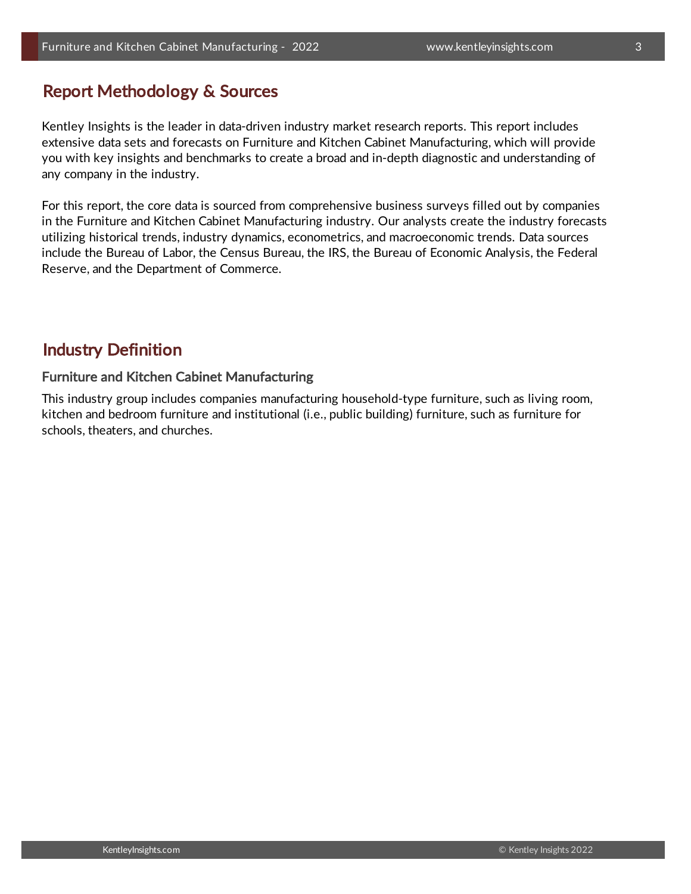## Report Methodology & Sources

Kentley Insights is the leader in data-driven industry market research reports. This report includes extensive data sets and forecasts on Furniture and Kitchen Cabinet Manufacturing, which will provide you with key insights and benchmarks to create a broad and in-depth diagnostic and understanding of any company in the industry.

For this report, the core data is sourced from comprehensive business surveys filled out by companies in the Furniture and Kitchen Cabinet Manufacturing industry. Our analysts create the industry forecasts utilizing historical trends, industry dynamics, econometrics, and macroeconomic trends. Data sources include the Bureau of Labor, the Census Bureau, the IRS, the Bureau of Economic Analysis, the Federal Reserve, and the Department of Commerce.

## Industry Definition

### Furniture and Kitchen Cabinet Manufacturing

This industry group includes companies manufacturing household-type furniture, such as living room, kitchen and bedroom furniture and institutional (i.e., public building) furniture, such as furniture for schools, theaters, and churches.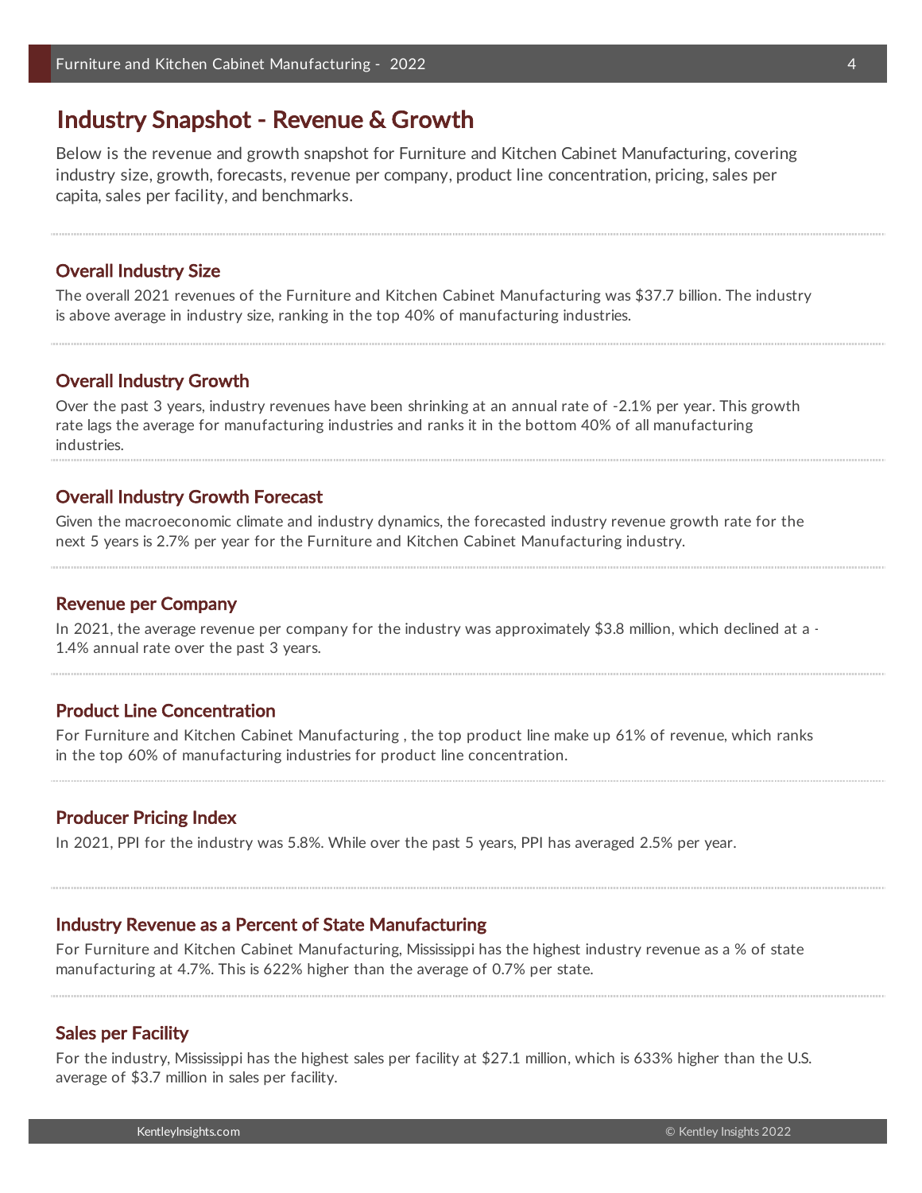## Industry Snapshot - Revenue & Growth

Below is the revenue and growth snapshot for Furniture and Kitchen Cabinet Manufacturing, covering industry size, growth, forecasts, revenue per company, product line concentration, pricing, sales per capita, sales per facility, and benchmarks.

### Overall Industry Size

The overall 2021 revenues of the Furniture and Kitchen Cabinet Manufacturing was $37.7 billion. The industry is above average in industry size, ranking in the top 40% of manufacturing industries.

### Overall Industry Growth

Over the past 3 years, industry revenues have been shrinking at an annual rate of -2.1% per year. This growth rate lags the average for manufacturing industries and ranks it in the bottom 40% of all manufacturing industries.

### Overall Industry Growth Forecast

Given the macroeconomic climate and industry dynamics, the forecasted industry revenue growth rate for the next 5 years is 2.7% per year for the Furniture and Kitchen Cabinet Manufacturing industry.

### Revenue per Company

In 2021, the average revenue per company for the industry was approximately $3.8 million, which declined at a -1.4% annual rate over the past 3 years.

### Product Line Concentration

For Furniture and Kitchen Cabinet Manufacturing , the top product line make up 61% of revenue, which ranks in the top 60% of manufacturing industries for product line concentration.

### Producer Pricing Index

In 2021, PPI for the industry was 5.8%. While over the past 5 years, PPI has averaged 2.5% per year.

### Industry Revenue as a Percent of State Manufacturing

For Furniture and Kitchen Cabinet Manufacturing, Mississippi has the highest industry revenue as a % of state manufacturing at 4.7%. This is 622% higher than the average of 0.7% per state.

### Sales per Facility

For the industry, Mississippi has the highest sales per facility at $27.1 million, which is 633% higher than the U.S. average of $3.7 million in sales per facility.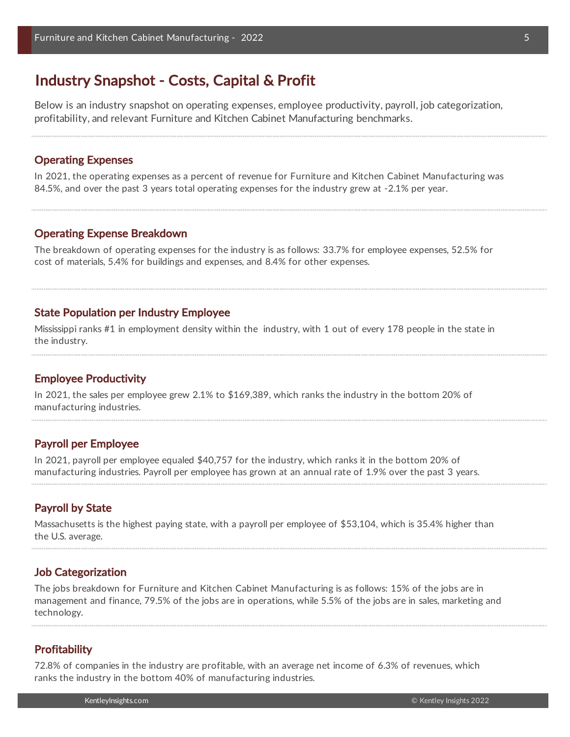## Industry Snapshot - Costs, Capital & Profit

Below is an industry snapshot on operating expenses, employee productivity, payroll, job categorization, profitability, and relevant Furniture and Kitchen Cabinet Manufacturing benchmarks.

### Operating Expenses

In 2021, the operating expenses as a percent of revenue for Furniture and Kitchen Cabinet Manufacturing was 84.5%, and over the past 3 years total operating expenses for the industry grew at -2.1% per year.

### Operating Expense Breakdown

The breakdown of operating expenses for the industry is as follows: 33.7% for employee expenses, 52.5% for cost of materials, 5.4% for buildings and expenses, and 8.4% for other expenses.

### State Population per Industry Employee

Mississippi ranks #1 in employment density within the industry, with 1 out of every 178 people in the state in the industry.

### Employee Productivity

In 2021, the sales per employee grew 2.1% to $169,389, which ranks the industry in the bottom 20% of manufacturing industries.

### Payroll per Employee

In 2021, payroll per employee equaled $40,757 for the industry, which ranks it in the bottom 20% of manufacturing industries. Payroll per employee has grown at an annual rate of 1.9% over the past 3 years.

### Payroll by State

Massachusetts is the highest paying state, with a payroll per employee of $53,104, which is 35.4% higher than the U.S. average.

### Job Categorization

The jobs breakdown for Furniture and Kitchen Cabinet Manufacturing is as follows: 15% of the jobs are in management and finance, 79.5% of the jobs are in operations, while 5.5% of the jobs are in sales, marketing and technology.

### Profitability

72.8% of companies in the industry are profitable, with an average net income of 6.3% of revenues, which ranks the industry in the bottom 40% of manufacturing industries.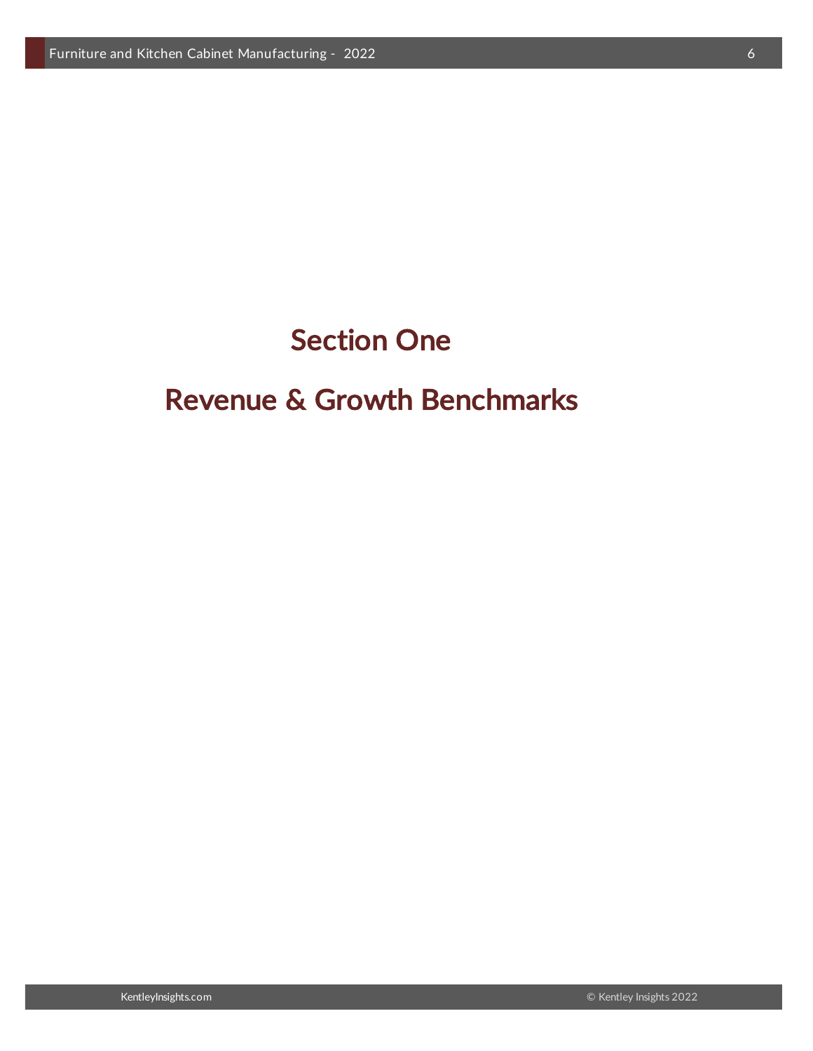# Section One

# Revenue & Growth Benchmarks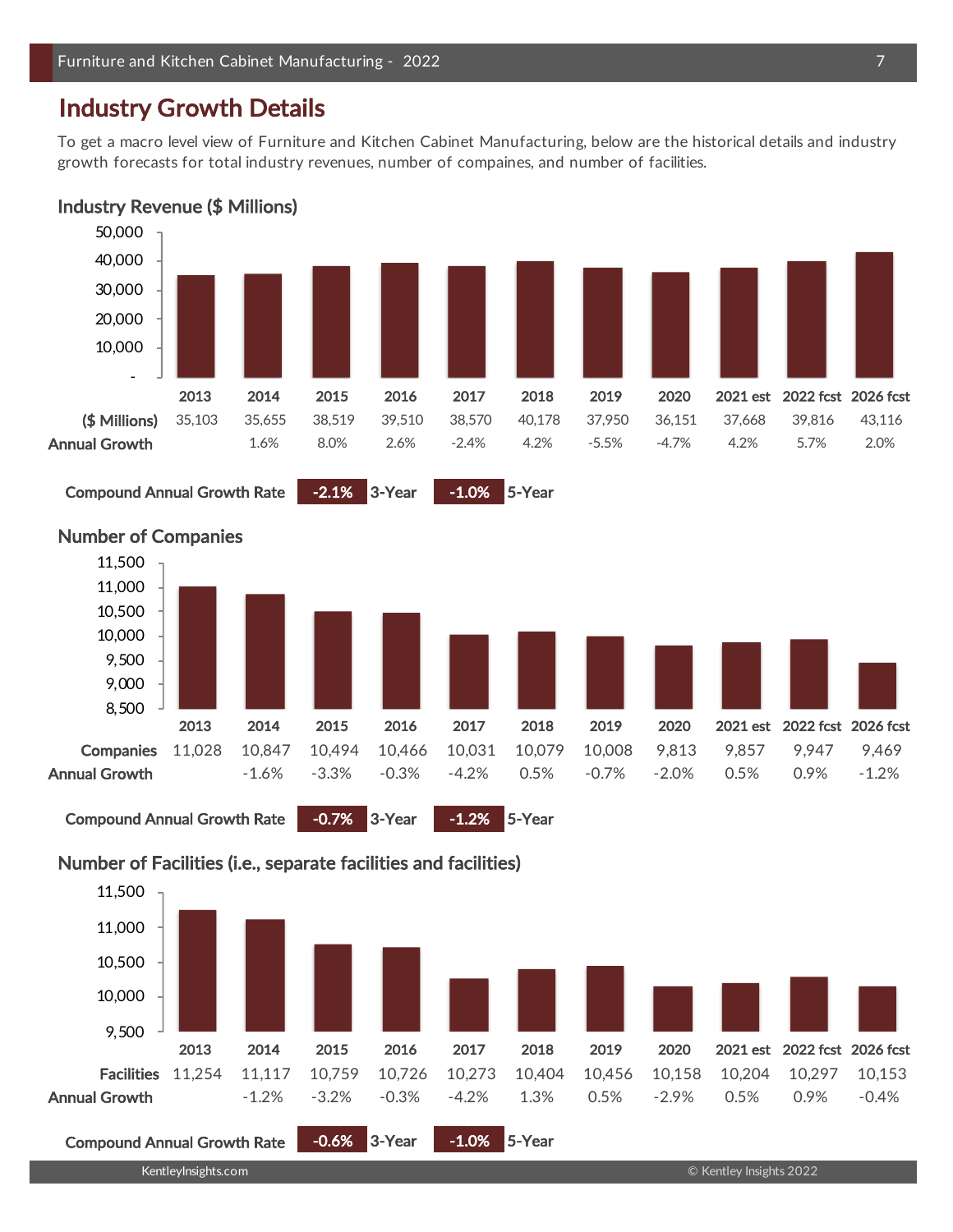# Industry Growth Details

To get a macro level view of Furniture and Kitchen Cabinet Manufacturing, below are the historical details and industry growth forecasts for total industry revenues, number of compaines, and number of facilities.

## Industry Revenue ($ Millions)

| | 2013 | 2014 | 2015 | 2016 | 2017 | 2018 | 2019 | 2020 | 2021 est | 2022 fcst | 2026 fcst |
|---|---|---|---|---|---|---|---|---|---|---|---|
| ($ Millions) | 35,103 | 35,655 | 38,519 | 39,510 | 38,570 | 40,178 | 37,950 | 36,151 | 37,668 | 39,816 | 43,116 |
| Annual Growth | | 1.6% | 8.0% | 2.6% | -2.4% | 4.2% | -5.5% | -4.7% | 4.2% | 5.7% | 2.0% |

**Compound Annual Growth Rate** -2.1% 3-Year -1.0% 5-Year

## Number of Companies

| | 2013 | 2014 | 2015 | 2016 | 2017 | 2018 | 2019 | 2020 | 2021 est | 2022 fcst | 2026 fcst |
|---|---|---|---|---|---|---|---|---|---|---|---|
| Companies | 11,028 | 10,847 | 10,494 | 10,466 | 10,031 | 10,079 | 10,008 | 9,813 | 9,857 | 9,947 | 9,469 |
| Annual Growth | | -1.6% | -3.3% | -0.3% | -4.2% | 0.5% | -0.7% | -2.0% | 0.5% | 0.9% | -1.2% |

**Compound Annual Growth Rate** -0.7% 3-Year -1.2% 5-Year

## Number of Facilities (i.e., separate facilities and facilities)

| | 2013 | 2014 | 2015 | 2016 | 2017 | 2018 | 2019 | 2020 | 2021 est | 2022 fcst | 2026 fcst |
|---|---|---|---|---|---|---|---|---|---|---|---|
| Facilities | 11,254 | 11,117 | 10,759 | 10,726 | 10,273 | 10,404 | 10,456 | 10,158 | 10,204 | 10,297 | 10,153 |
| Annual Growth | | -1.2% | -3.2% | -0.3% | -4.2% | 1.3% | 0.5% | -2.9% | 0.5% | 0.9% | -0.4% |

**Compound Annual Growth Rate** -0.6% 3-Year -1.0% 5-Year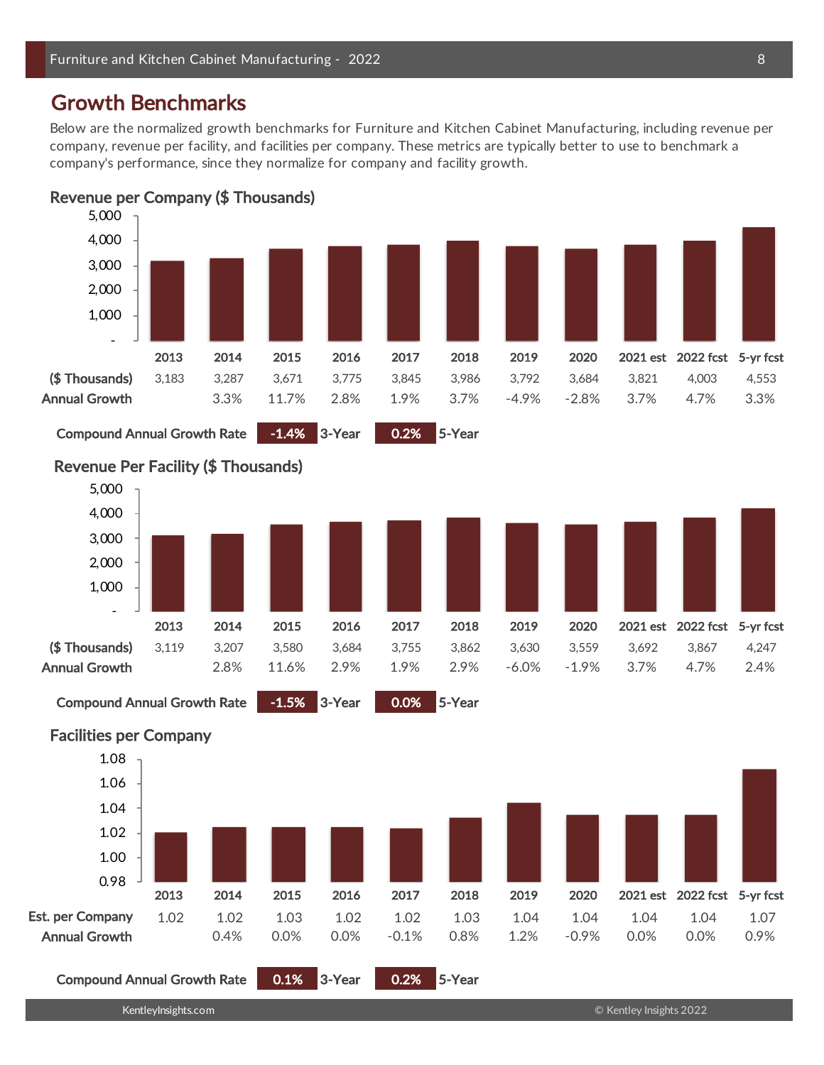## Growth Benchmarks

Below are the normalized growth benchmarks for Furniture and Kitchen Cabinet Manufacturing, including revenue per company, revenue per facility, and facilities per company. These metrics are typically better to use to benchmark a company's performance, since they normalize for company and facility growth.

### Revenue per Company ($ Thousands)

| | 2013 | 2014 | 2015 | 2016 | 2017 | 2018 | 2019 | 2020 | 2021 est | 2022 fcst | 5-yr fcst |
|---|---|---|---|---|---|---|---|---|---|---|---|
| ($ Thousands) | 3,183 | 3,287 | 3,671 | 3,775 | 3,845 | 3,986 | 3,792 | 3,684 | 3,821 | 4,003 | 4,553 |
| Annual Growth | | 3.3% | 11.7% | 2.8% | 1.9% | 3.7% | -4.9% | -2.8% | 3.7% | 4.7% | 3.3% |

**Compound Annual Growth Rate** -1.4% 3-Year 0.2% 5-Year

### Revenue Per Facility ($ Thousands)

| | 2013 | 2014 | 2015 | 2016 | 2017 | 2018 | 2019 | 2020 | 2021 est | 2022 fcst | 5-yr fcst |
|---|---|---|---|---|---|---|---|---|---|---|---|
| ($ Thousands) | 3,119 | 3,207 | 3,580 | 3,684 | 3,755 | 3,862 | 3,630 | 3,559 | 3,692 | 3,867 | 4,247 |
| Annual Growth | | 2.8% | 11.6% | 2.9% | 1.9% | 2.9% | -6.0% | -1.9% | 3.7% | 4.7% | 2.4% |

**Compound Annual Growth Rate** -1.5% 3-Year 0.0% 5-Year

### Facilities per Company

| | 2013 | 2014 | 2015 | 2016 | 2017 | 2018 | 2019 | 2020 | 2021 est | 2022 fcst | 5-yr fcst |
|---|---|---|---|---|---|---|---|---|---|---|---|
| Est. per Company | 1.02 | 1.02 | 1.03 | 1.02 | 1.02 | 1.03 | 1.04 | 1.04 | 1.04 | 1.04 | 1.07 |
| Annual Growth | | 0.4% | 0.0% | 0.0% | -0.1% | 0.8% | 1.2% | -0.9% | 0.0% | 0.0% | 0.9% |

**Compound Annual Growth Rate** 0.1% 3-Year 0.2% 5-Year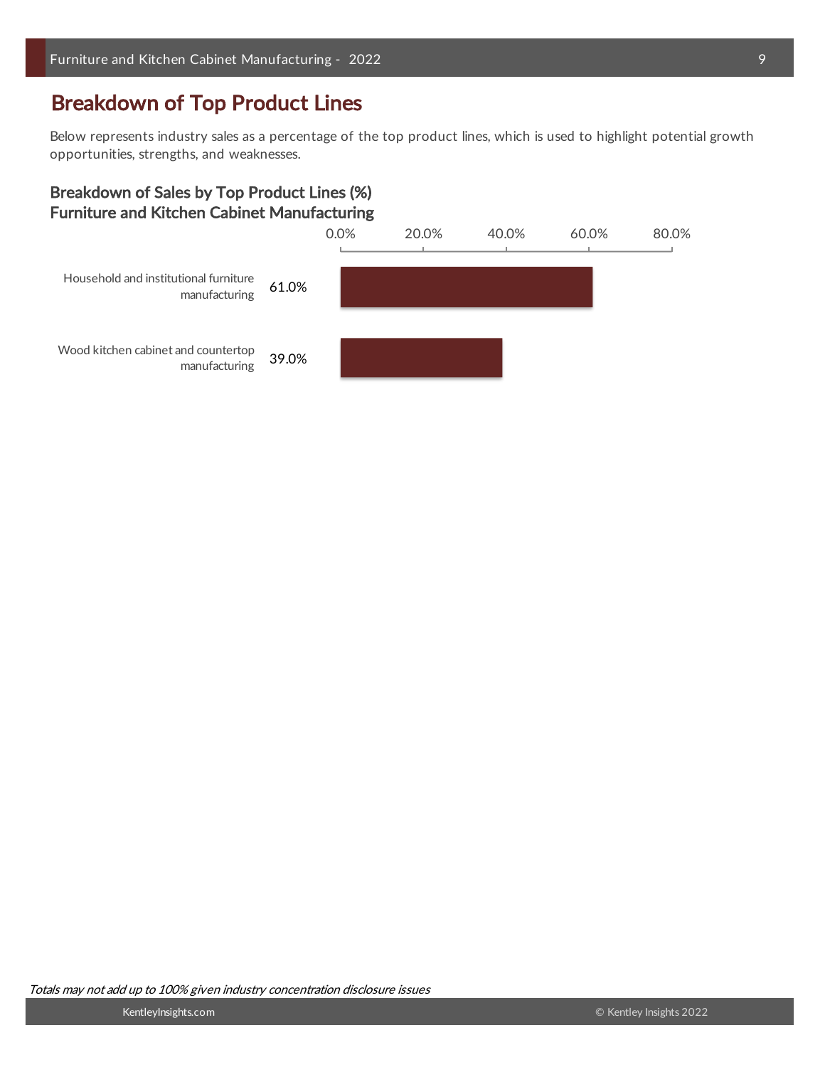## Breakdown of Top Product Lines

Below represents industry sales as a percentage of the top product lines, which is used to highlight potential growth opportunities, strengths, and weaknesses.

### Breakdown of Sales by Top Product Lines (%)
### Furniture and Kitchen Cabinet Manufacturing

| Product Line | Share of Sales |
|---|---|
| Household and institutional furniture manufacturing | 61.0% |
| Wood kitchen cabinet and countertop manufacturing | 39.0% |

*Totals may not add up to 100% given industry concentration disclosure issues*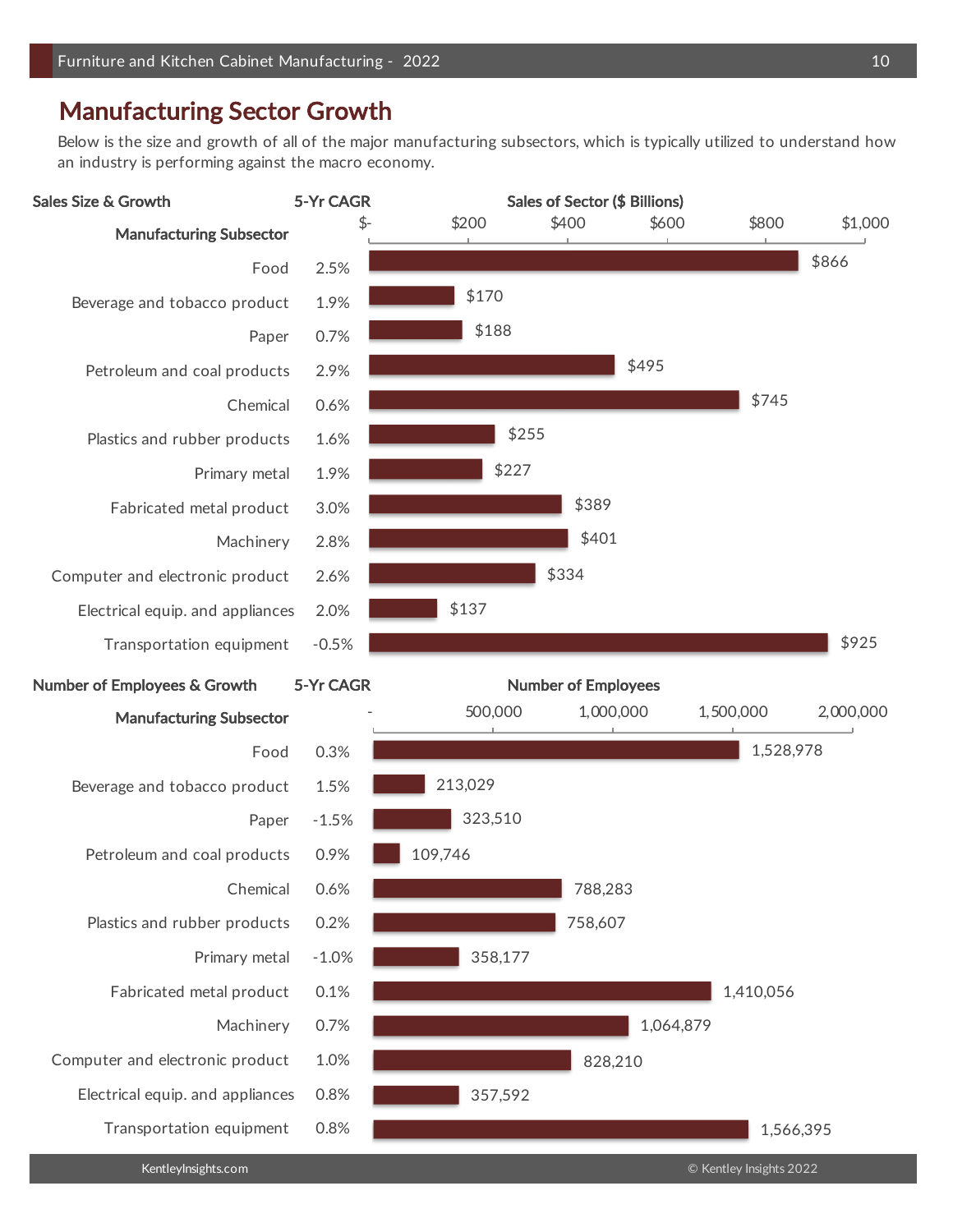## Manufacturing Sector Growth

Below is the size and growth of all of the major manufacturing subsectors, which is typically utilized to understand how an industry is performing against the macro economy.

**Sales Size & Growth**

| Manufacturing Subsector | 5-Yr CAGR | Sales of Sector ($ Billions) |
|---|---|---|
| Food | 2.5% | $866 |
| Beverage and tobacco product | 1.9% | $170 |
| Paper | 0.7% | $188 |
| Petroleum and coal products | 2.9% | $495 |
| Chemical | 0.6% | $745 |
| Plastics and rubber products | 1.6% | $255 |
| Primary metal | 1.9% | $227 |
| Fabricated metal product | 3.0% | $389 |
| Machinery | 2.8% | $401 |
| Computer and electronic product | 2.6% | $334 |
| Electrical equip. and appliances | 2.0% | $137 |
| Transportation equipment | -0.5% | $925 |

**Number of Employees & Growth**

| Manufacturing Subsector | 5-Yr CAGR | Number of Employees |
|---|---|---|
| Food | 0.3% | 1,528,978 |
| Beverage and tobacco product | 1.5% | 213,029 |
| Paper | -1.5% | 323,510 |
| Petroleum and coal products | 0.9% | 109,746 |
| Chemical | 0.6% | 788,283 |
| Plastics and rubber products | 0.2% | 758,607 |
| Primary metal | -1.0% | 358,177 |
| Fabricated metal product | 0.1% | 1,410,056 |
| Machinery | 0.7% | 1,064,879 |
| Computer and electronic product | 1.0% | 828,210 |
| Electrical equip. and appliances | 0.8% | 357,592 |
| Transportation equipment | 0.8% | 1,566,395 |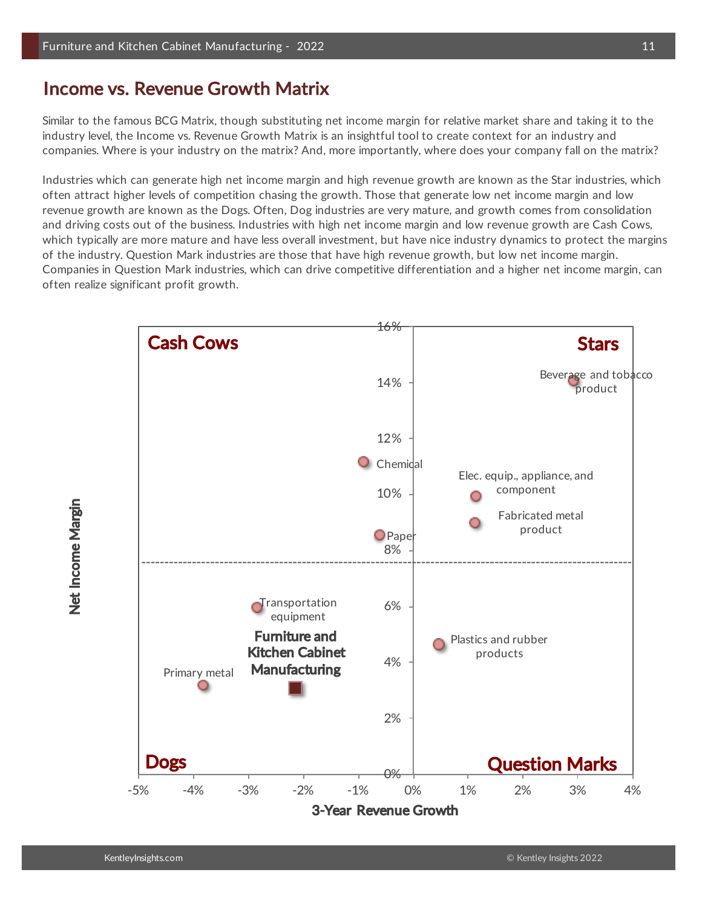## Income vs. Revenue Growth Matrix

Similar to the famous BCG Matrix, though substituting net income margin for relative market share and taking it to the industry level, the Income vs. Revenue Growth Matrix is an insightful tool to create context for an industry and companies. Where is your industry on the matrix? And, more importantly, where does your company fall on the matrix?

Industries which can generate high net income margin and high revenue growth are known as the Star industries, which often attract higher levels of competition chasing the growth. Those that generate low net income margin and low revenue growth are known as the Dogs. Often, Dog industries are very mature, and growth comes from consolidation and driving costs out of the business. Industries with high net income margin and low revenue growth are Cash Cows, which typically are more mature and have less overall investment, but have nice industry dynamics to protect the margins of the industry. Question Mark industries are those that have high revenue growth, but low net income margin. Companies in Question Mark industries, which can drive competitive differentiation and a higher net income margin, can often realize significant profit growth.

Cash Cows | Stars | Dogs | Question Marks

Net Income Margin: 0%, 2%, 4%, 6%, 8%, 10%, 12%, 14%, 16%

3-Year Revenue Growth: -5%, -4%, -3%, -2%, -1%, 0%, 1%, 2%, 3%, 4%

Beverage and tobacco product; Chemical; Elec. equip., appliance, and component; Fabricated metal product; Paper; Transportation equipment; Furniture and Kitchen Cabinet Manufacturing; Plastics and rubber products; Primary metal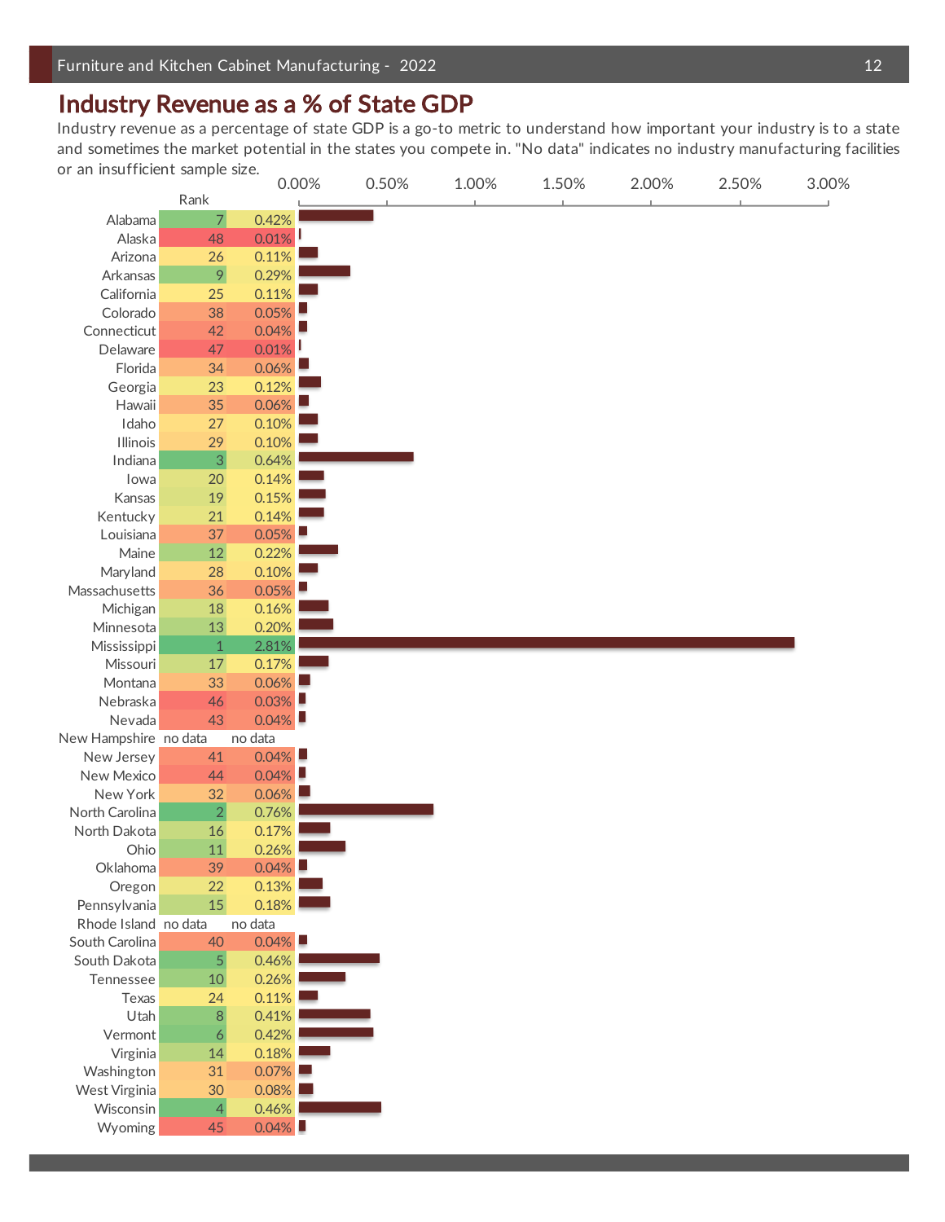## Industry Revenue as a % of State GDP

Industry revenue as a percentage of state GDP is a go-to metric to understand how important your industry is to a state and sometimes the market potential in the states you compete in. "No data" indicates no industry manufacturing facilities or an insufficient sample size.

| State | Rank | % of State GDP |
|---|---|---|
| Alabama | 7 | 0.42% |
| Alaska | 48 | 0.01% |
| Arizona | 26 | 0.11% |
| Arkansas | 9 | 0.29% |
| California | 25 | 0.11% |
| Colorado | 38 | 0.05% |
| Connecticut | 42 | 0.04% |
| Delaware | 47 | 0.01% |
| Florida | 34 | 0.06% |
| Georgia | 23 | 0.12% |
| Hawaii | 35 | 0.06% |
| Idaho | 27 | 0.10% |
| Illinois | 29 | 0.10% |
| Indiana | 3 | 0.64% |
| Iowa | 20 | 0.14% |
| Kansas | 19 | 0.15% |
| Kentucky | 21 | 0.14% |
| Louisiana | 37 | 0.05% |
| Maine | 12 | 0.22% |
| Maryland | 28 | 0.10% |
| Massachusetts | 36 | 0.05% |
| Michigan | 18 | 0.16% |
| Minnesota | 13 | 0.20% |
| Mississippi | 1 | 2.81% |
| Missouri | 17 | 0.17% |
| Montana | 33 | 0.06% |
| Nebraska | 46 | 0.03% |
| Nevada | 43 | 0.04% |
| New Hampshire | no data | no data |
| New Jersey | 41 | 0.04% |
| New Mexico | 44 | 0.04% |
| New York | 32 | 0.06% |
| North Carolina | 2 | 0.76% |
| North Dakota | 16 | 0.17% |
| Ohio | 11 | 0.26% |
| Oklahoma | 39 | 0.04% |
| Oregon | 22 | 0.13% |
| Pennsylvania | 15 | 0.18% |
| Rhode Island | no data | no data |
| South Carolina | 40 | 0.04% |
| South Dakota | 5 | 0.46% |
| Tennessee | 10 | 0.26% |
| Texas | 24 | 0.11% |
| Utah | 8 | 0.41% |
| Vermont | 6 | 0.42% |
| Virginia | 14 | 0.18% |
| Washington | 31 | 0.07% |
| West Virginia | 30 | 0.08% |
| Wisconsin | 4 | 0.46% |
| Wyoming | 45 | 0.04% |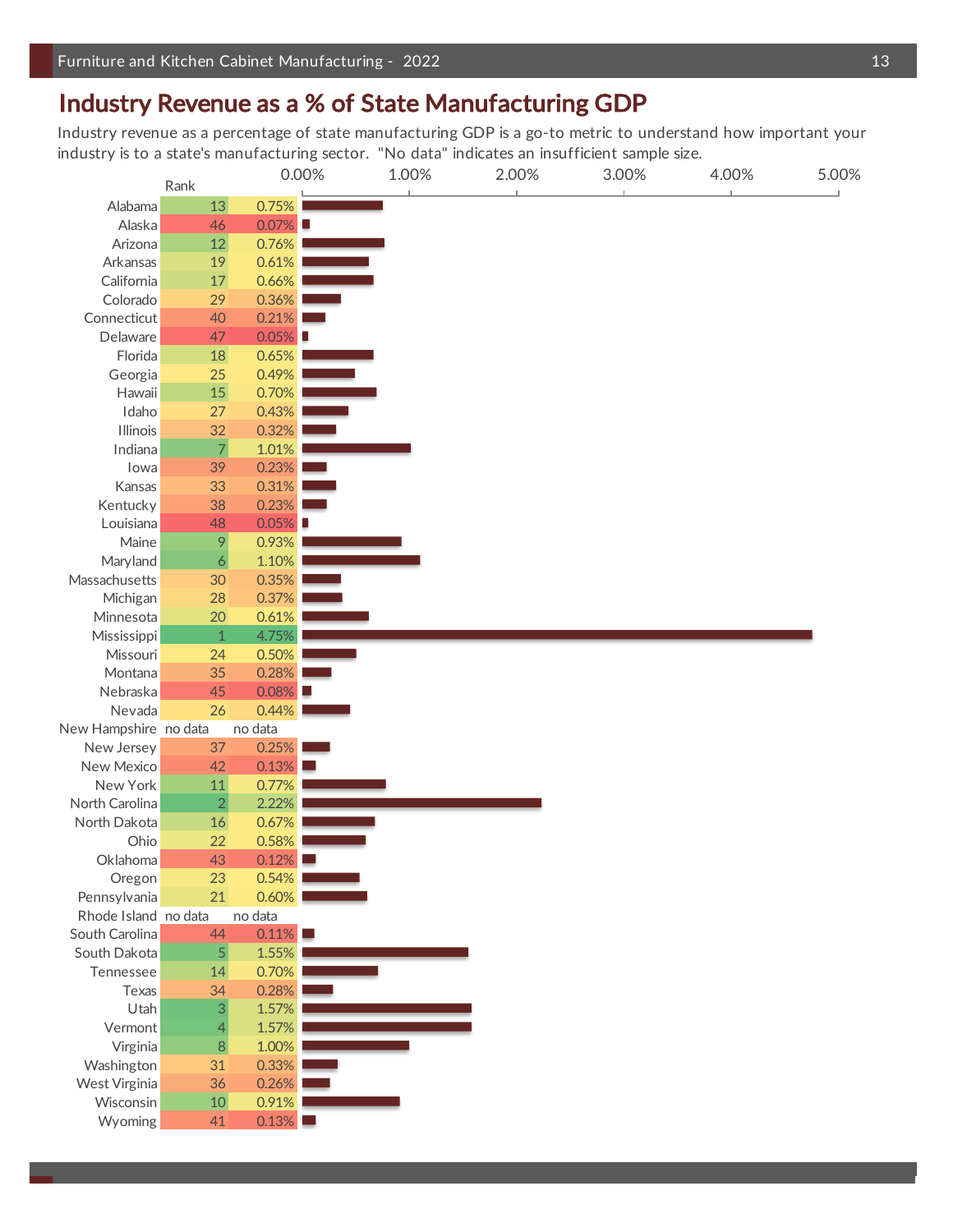## Industry Revenue as a % of State Manufacturing GDP

Industry revenue as a percentage of state manufacturing GDP is a go-to metric to understand how important your industry is to a state's manufacturing sector. "No data" indicates an insufficient sample size.

| State | Rank | % |
|---|---|---|
| Alabama | 13 | 0.75% |
| Alaska | 46 | 0.07% |
| Arizona | 12 | 0.76% |
| Arkansas | 19 | 0.61% |
| California | 17 | 0.66% |
| Colorado | 29 | 0.36% |
| Connecticut | 40 | 0.21% |
| Delaware | 47 | 0.05% |
| Florida | 18 | 0.65% |
| Georgia | 25 | 0.49% |
| Hawaii | 15 | 0.70% |
| Idaho | 27 | 0.43% |
| Illinois | 32 | 0.32% |
| Indiana | 7 | 1.01% |
| Iowa | 39 | 0.23% |
| Kansas | 33 | 0.31% |
| Kentucky | 38 | 0.23% |
| Louisiana | 48 | 0.05% |
| Maine | 9 | 0.93% |
| Maryland | 6 | 1.10% |
| Massachusetts | 30 | 0.35% |
| Michigan | 28 | 0.37% |
| Minnesota | 20 | 0.61% |
| Mississippi | 1 | 4.75% |
| Missouri | 24 | 0.50% |
| Montana | 35 | 0.28% |
| Nebraska | 45 | 0.08% |
| Nevada | 26 | 0.44% |
| New Hampshire | no data | no data |
| New Jersey | 37 | 0.25% |
| New Mexico | 42 | 0.13% |
| New York | 11 | 0.77% |
| North Carolina | 2 | 2.22% |
| North Dakota | 16 | 0.67% |
| Ohio | 22 | 0.58% |
| Oklahoma | 43 | 0.12% |
| Oregon | 23 | 0.54% |
| Pennsylvania | 21 | 0.60% |
| Rhode Island | no data | no data |
| South Carolina | 44 | 0.11% |
| South Dakota | 5 | 1.55% |
| Tennessee | 14 | 0.70% |
| Texas | 34 | 0.28% |
| Utah | 3 | 1.57% |
| Vermont | 4 | 1.57% |
| Virginia | 8 | 1.00% |
| Washington | 31 | 0.33% |
| West Virginia | 36 | 0.26% |
| Wisconsin | 10 | 0.91% |
| Wyoming | 41 | 0.13% |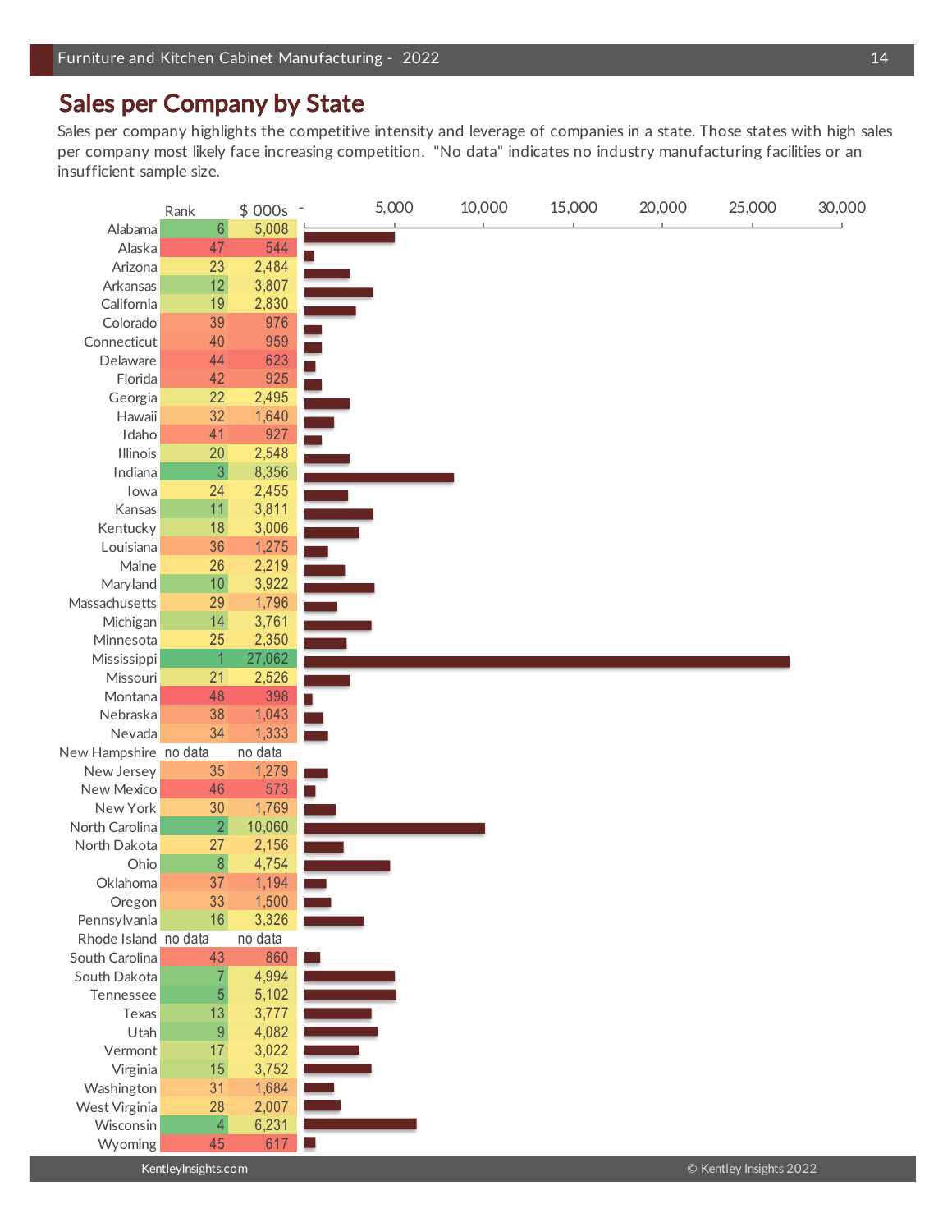## Sales per Company by State

Sales per company highlights the competitive intensity and leverage of companies in a state. Those states with high sales per company most likely face increasing competition. "No data" indicates no industry manufacturing facilities or an insufficient sample size.

| State | Rank | $ 000s |
|---|---|---|
| Alabama | 6 | 5,008 |
| Alaska | 47 | 544 |
| Arizona | 23 | 2,484 |
| Arkansas | 12 | 3,807 |
| California | 19 | 2,830 |
| Colorado | 39 | 976 |
| Connecticut | 40 | 959 |
| Delaware | 44 | 623 |
| Florida | 42 | 925 |
| Georgia | 22 | 2,495 |
| Hawaii | 32 | 1,640 |
| Idaho | 41 | 927 |
| Illinois | 20 | 2,548 |
| Indiana | 3 | 8,356 |
| Iowa | 24 | 2,455 |
| Kansas | 11 | 3,811 |
| Kentucky | 18 | 3,006 |
| Louisiana | 36 | 1,275 |
| Maine | 26 | 2,219 |
| Maryland | 10 | 3,922 |
| Massachusetts | 29 | 1,796 |
| Michigan | 14 | 3,761 |
| Minnesota | 25 | 2,350 |
| Mississippi | 1 | 27,062 |
| Missouri | 21 | 2,526 |
| Montana | 48 | 398 |
| Nebraska | 38 | 1,043 |
| Nevada | 34 | 1,333 |
| New Hampshire | no data | no data |
| New Jersey | 35 | 1,279 |
| New Mexico | 46 | 573 |
| New York | 30 | 1,769 |
| North Carolina | 2 | 10,060 |
| North Dakota | 27 | 2,156 |
| Ohio | 8 | 4,754 |
| Oklahoma | 37 | 1,194 |
| Oregon | 33 | 1,500 |
| Pennsylvania | 16 | 3,326 |
| Rhode Island | no data | no data |
| South Carolina | 43 | 860 |
| South Dakota | 7 | 4,994 |
| Tennessee | 5 | 5,102 |
| Texas | 13 | 3,777 |
| Utah | 9 | 4,082 |
| Vermont | 17 | 3,022 |
| Virginia | 15 | 3,752 |
| Washington | 31 | 1,684 |
| West Virginia | 28 | 2,007 |
| Wisconsin | 4 | 6,231 |
| Wyoming | 45 | 617 |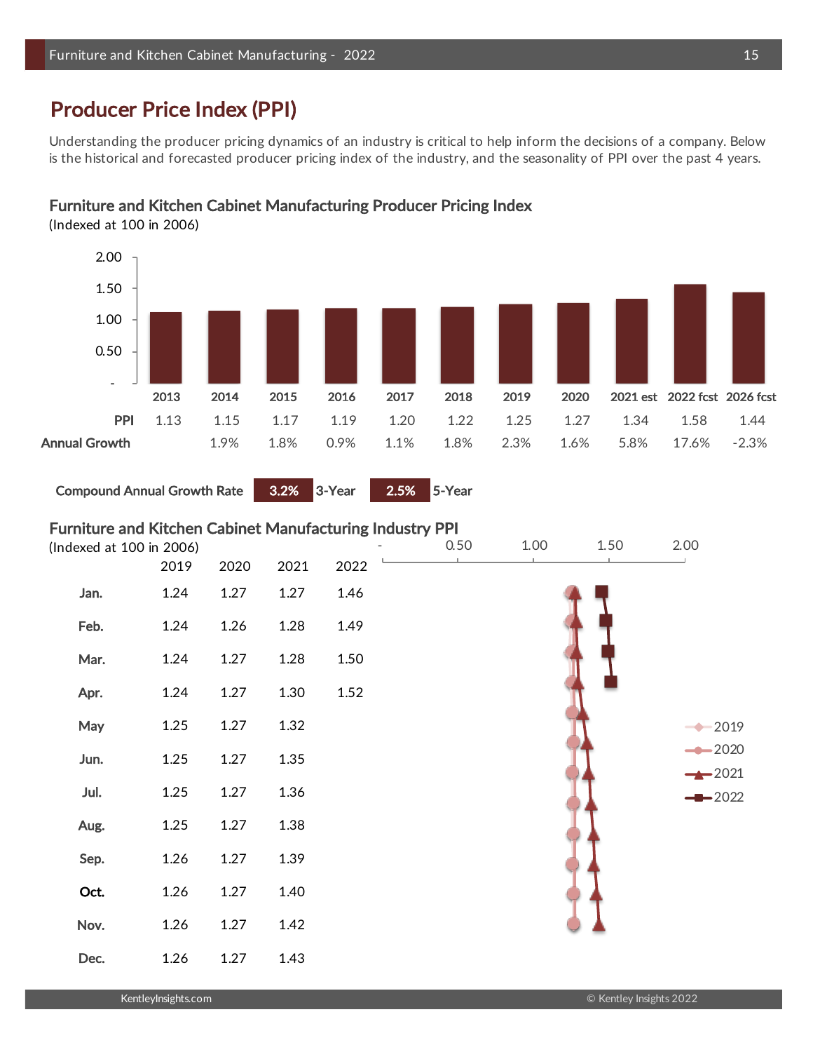## Producer Price Index (PPI)

Understanding the producer pricing dynamics of an industry is critical to help inform the decisions of a company. Below is the historical and forecasted producer pricing index of the industry, and the seasonality of PPI over the past 4 years.

### Furniture and Kitchen Cabinet Manufacturing Producer Pricing Index

(Indexed at 100 in 2006)

| | 2013 | 2014 | 2015 | 2016 | 2017 | 2018 | 2019 | 2020 | 2021 est | 2022 fcst | 2026 fcst |
|---|---|---|---|---|---|---|---|---|---|---|---|
| **PPI** | 1.13 | 1.15 | 1.17 | 1.19 | 1.20 | 1.22 | 1.25 | 1.27 | 1.34 | 1.58 | 1.44 |
| **Annual Growth** | | 1.9% | 1.8% | 0.9% | 1.1% | 1.8% | 2.3% | 1.6% | 5.8% | 17.6% | -2.3% |

**Compound Annual Growth Rate** **3.2%** 3-Year **2.5%** 5-Year

### Furniture and Kitchen Cabinet Manufacturing Industry PPI

(Indexed at 100 in 2006)

| | 2019 | 2020 | 2021 | 2022 |
|---|---|---|---|---|
| **Jan.** | 1.24 | 1.27 | 1.27 | 1.46 |
| **Feb.** | 1.24 | 1.26 | 1.28 | 1.49 |
| **Mar.** | 1.24 | 1.27 | 1.28 | 1.50 |
| **Apr.** | 1.24 | 1.27 | 1.30 | 1.52 |
| **May** | 1.25 | 1.27 | 1.32 | |
| **Jun.** | 1.25 | 1.27 | 1.35 | |
| **Jul.** | 1.25 | 1.27 | 1.36 | |
| **Aug.** | 1.25 | 1.27 | 1.38 | |
| **Sep.** | 1.26 | 1.27 | 1.39 | |
| **Oct.** | 1.26 | 1.27 | 1.40 | |
| **Nov.** | 1.26 | 1.27 | 1.42 | |
| **Dec.** | 1.26 | 1.27 | 1.43 | |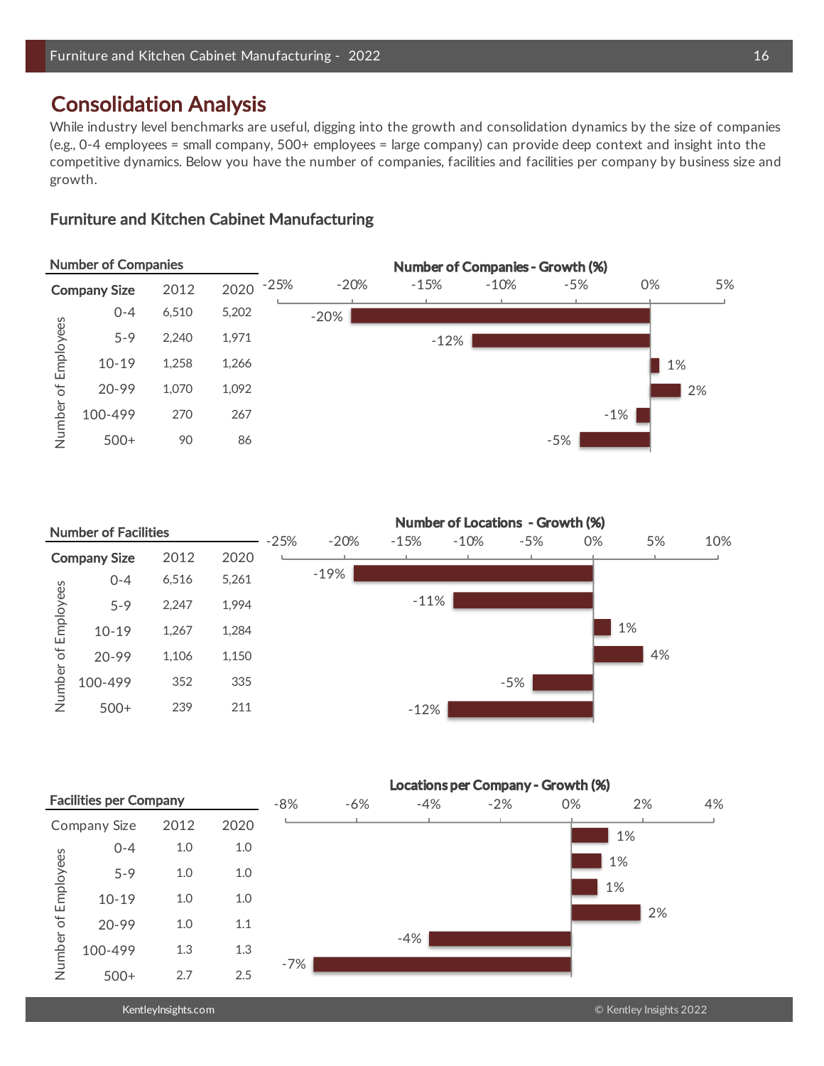## Consolidation Analysis

While industry level benchmarks are useful, digging into the growth and consolidation dynamics by the size of companies (e.g., 0-4 employees = small company, 500+ employees = large company) can provide deep context and insight into the competitive dynamics. Below you have the number of companies, facilities and facilities per company by business size and growth.

### Furniture and Kitchen Cabinet Manufacturing

**Number of Companies**

| Company Size (Number of Employees) | 2012 | 2020 | Number of Companies - Growth (%) |
|---|---|---|---|
| 0-4 | 6,510 | 5,202 | -20% |
| 5-9 | 2,240 | 1,971 | -12% |
| 10-19 | 1,258 | 1,266 | 1% |
| 20-99 | 1,070 | 1,092 | 2% |
| 100-499 | 270 | 267 | -1% |
| 500+ | 90 | 86 | -5% |

**Number of Facilities**

| Company Size (Number of Employees) | 2012 | 2020 | Number of Locations - Growth (%) |
|---|---|---|---|
| 0-4 | 6,516 | 5,261 | -19% |
| 5-9 | 2,247 | 1,994 | -11% |
| 10-19 | 1,267 | 1,284 | 1% |
| 20-99 | 1,106 | 1,150 | 4% |
| 100-499 | 352 | 335 | -5% |
| 500+ | 239 | 211 | -12% |

**Facilities per Company**

| Company Size (Number of Employees) | 2012 | 2020 | Locations per Company - Growth (%) |
|---|---|---|---|
| 0-4 | 1.0 | 1.0 | 1% |
| 5-9 | 1.0 | 1.0 | 1% |
| 10-19 | 1.0 | 1.0 | 1% |
| 20-99 | 1.0 | 1.1 | 2% |
| 100-499 | 1.3 | 1.3 | -4% |
| 500+ | 2.7 | 2.5 | -7% |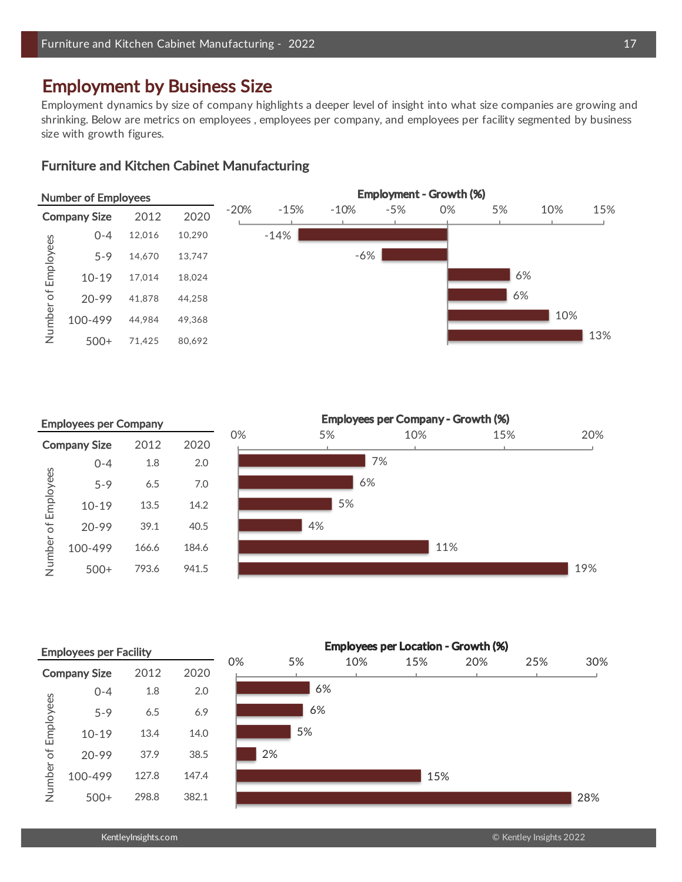## Employment by Business Size

Employment dynamics by size of company highlights a deeper level of insight into what size companies are growing and shrinking. Below are metrics on employees , employees per company, and employees per facility segmented by business size with growth figures.

### Furniture and Kitchen Cabinet Manufacturing

**Number of Employees**

| Company Size (Number of Employees) | 2012 | 2020 | Employment - Growth (%) |
|---|---|---|---|
| 0-4 | 12,016 | 10,290 | -14% |
| 5-9 | 14,670 | 13,747 | -6% |
| 10-19 | 17,014 | 18,024 | 6% |
| 20-99 | 41,878 | 44,258 | 6% |
| 100-499 | 44,984 | 49,368 | 10% |
| 500+ | 71,425 | 80,692 | 13% |

**Employees per Company**

| Company Size (Number of Employees) | 2012 | 2020 | Employees per Company - Growth (%) |
|---|---|---|---|
| 0-4 | 1.8 | 2.0 | 7% |
| 5-9 | 6.5 | 7.0 | 6% |
| 10-19 | 13.5 | 14.2 | 5% |
| 20-99 | 39.1 | 40.5 | 4% |
| 100-499 | 166.6 | 184.6 | 11% |
| 500+ | 793.6 | 941.5 | 19% |

**Employees per Facility**

| Company Size (Number of Employees) | 2012 | 2020 | Employees per Location - Growth (%) |
|---|---|---|---|
| 0-4 | 1.8 | 2.0 | 6% |
| 5-9 | 6.5 | 6.9 | 6% |
| 10-19 | 13.4 | 14.0 | 5% |
| 20-99 | 37.9 | 38.5 | 2% |
| 100-499 | 127.8 | 147.4 | 15% |
| 500+ | 298.8 | 382.1 | 28% |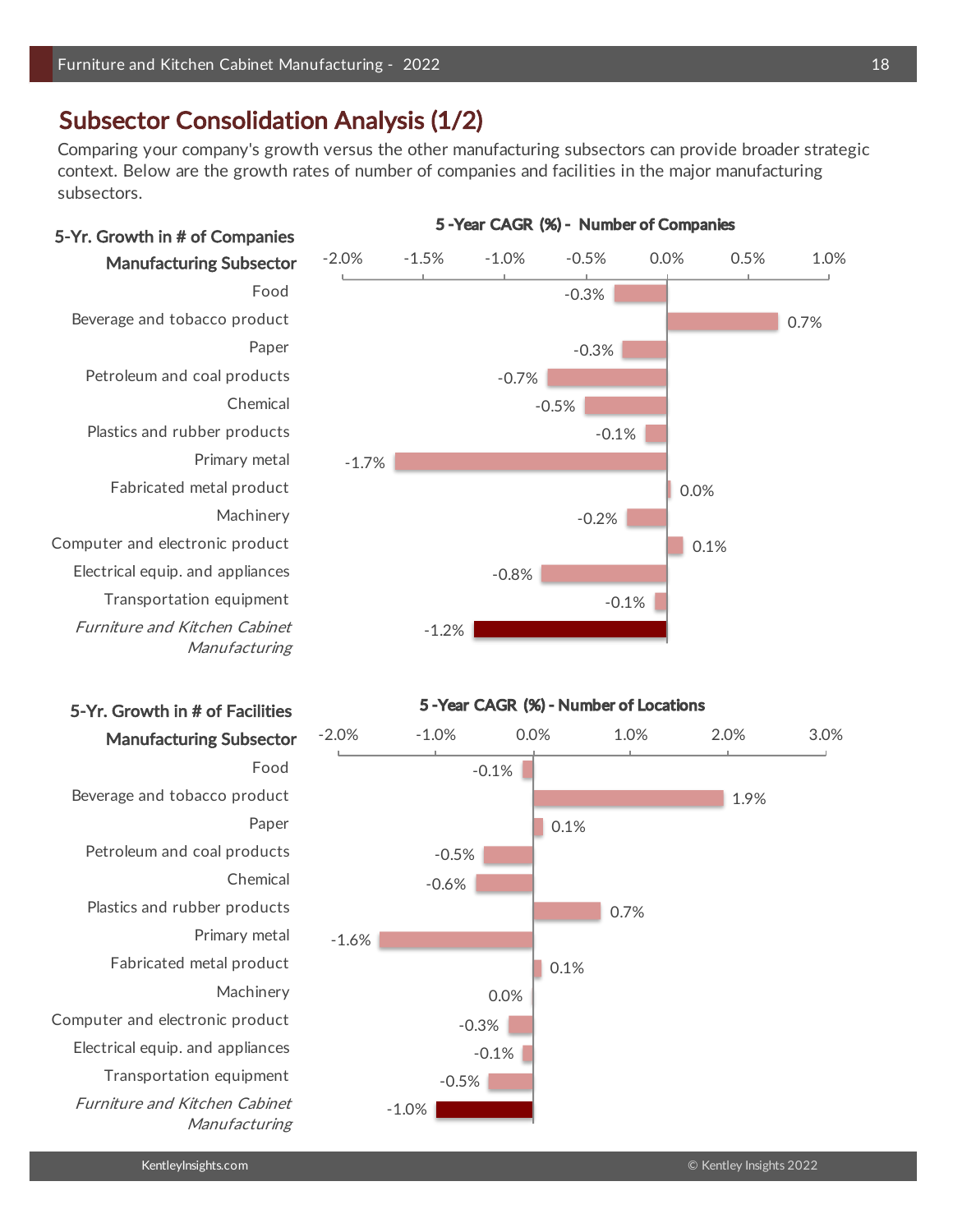## Subsector Consolidation Analysis (1/2)

Comparing your company's growth versus the other manufacturing subsectors can provide broader strategic context. Below are the growth rates of number of companies and facilities in the major manufacturing subsectors.

**5-Yr. Growth in # of Companies**

**5 -Year CAGR (%) - Number of Companies**

| Manufacturing Subsector | 5-Year CAGR (%) |
|---|---|
| Food | -0.3% |
| Beverage and tobacco product | 0.7% |
| Paper | -0.3% |
| Petroleum and coal products | -0.7% |
| Chemical | -0.5% |
| Plastics and rubber products | -0.1% |
| Primary metal | -1.7% |
| Fabricated metal product | 0.0% |
| Machinery | -0.2% |
| Computer and electronic product | 0.1% |
| Electrical equip. and appliances | -0.8% |
| Transportation equipment | -0.1% |
| *Furniture and Kitchen Cabinet Manufacturing* | -1.2% |

**5-Yr. Growth in # of Facilities**

**5 -Year CAGR (%) - Number of Locations**

| Manufacturing Subsector | 5-Year CAGR (%) |
|---|---|
| Food | -0.1% |
| Beverage and tobacco product | 1.9% |
| Paper | 0.1% |
| Petroleum and coal products | -0.5% |
| Chemical | -0.6% |
| Plastics and rubber products | 0.7% |
| Primary metal | -1.6% |
| Fabricated metal product | 0.1% |
| Machinery | 0.0% |
| Computer and electronic product | -0.3% |
| Electrical equip. and appliances | -0.1% |
| Transportation equipment | -0.5% |
| *Furniture and Kitchen Cabinet Manufacturing* | -1.0% |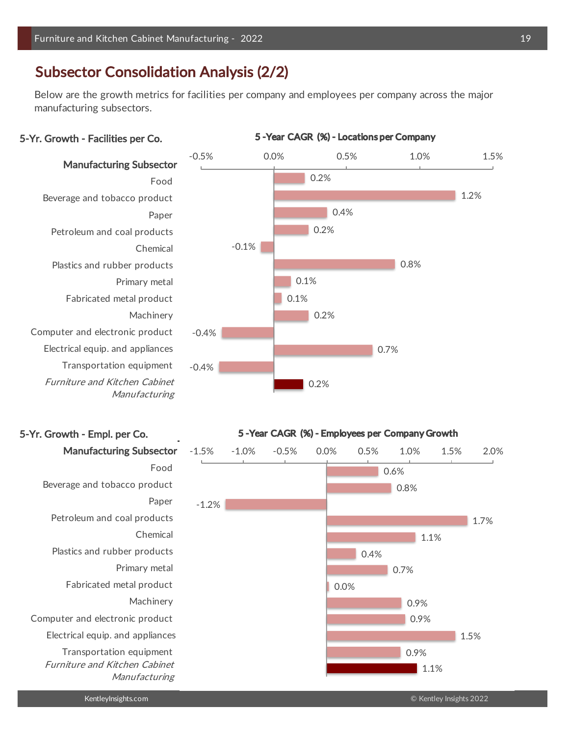## Subsector Consolidation Analysis (2/2)

Below are the growth metrics for facilities per company and employees per company across the major manufacturing subsectors.

### 5-Yr. Growth - Facilities per Co.

**5 -Year CAGR (%) - Locations per Company**

| Manufacturing Subsector | 5-Year CAGR (%) |
|---|---|
| Food | 0.2% |
| Beverage and tobacco product | 1.2% |
| Paper | 0.4% |
| Petroleum and coal products | 0.2% |
| Chemical | -0.1% |
| Plastics and rubber products | 0.8% |
| Primary metal | 0.1% |
| Fabricated metal product | 0.1% |
| Machinery | 0.2% |
| Computer and electronic product | -0.4% |
| Electrical equip. and appliances | 0.7% |
| Transportation equipment | -0.4% |
| *Furniture and Kitchen Cabinet Manufacturing* | 0.2% |

### 5-Yr. Growth - Empl. per Co.

**5 -Year CAGR (%) - Employees per Company Growth**

| Manufacturing Subsector | 5-Year CAGR (%) |
|---|---|
| Food | 0.6% |
| Beverage and tobacco product | 0.8% |
| Paper | -1.2% |
| Petroleum and coal products | 1.7% |
| Chemical | 1.1% |
| Plastics and rubber products | 0.4% |
| Primary metal | 0.7% |
| Fabricated metal product | 0.0% |
| Machinery | 0.9% |
| Computer and electronic product | 0.9% |
| Electrical equip. and appliances | 1.5% |
| Transportation equipment | 0.9% |
| *Furniture and Kitchen Cabinet Manufacturing* | 1.1% |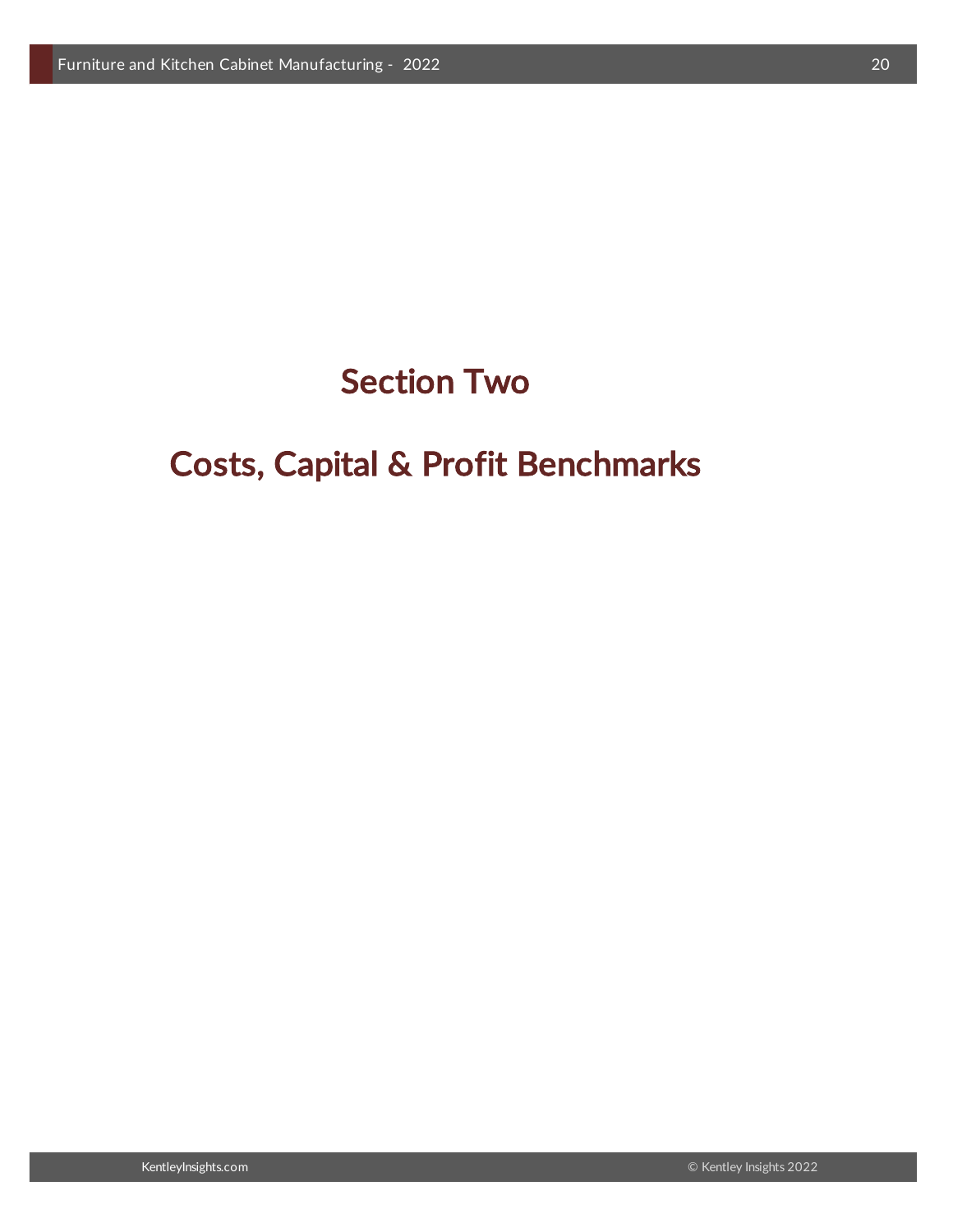# Section Two

# Costs, Capital & Profit Benchmarks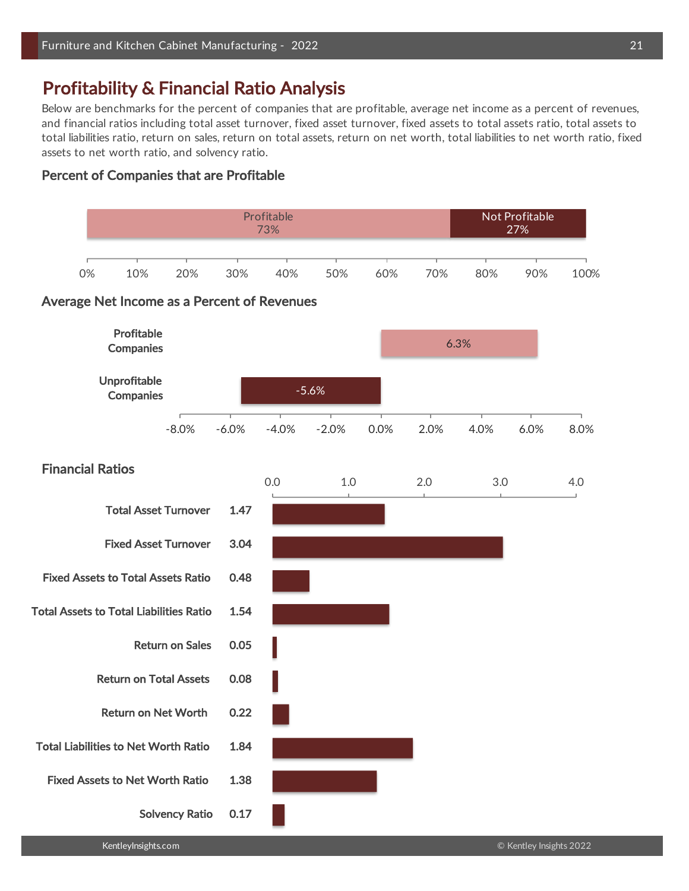## Profitability & Financial Ratio Analysis

Below are benchmarks for the percent of companies that are profitable, average net income as a percent of revenues, and financial ratios including total asset turnover, fixed asset turnover, fixed assets to total assets ratio, total assets to total liabilities ratio, return on sales, return on total assets, return on net worth, total liabilities to net worth ratio, fixed assets to net worth ratio, and solvency ratio.

### Percent of Companies that are Profitable

| Profitable | Not Profitable |
|---|---|
| 73% | 27% |

### Average Net Income as a Percent of Revenues

| Group | Net Income as % of Revenues |
|---|---|
| Profitable Companies | 6.3% |
| Unprofitable Companies | -5.6% |

### Financial Ratios

| Ratio | Value |
|---|---|
| Total Asset Turnover | 1.47 |
| Fixed Asset Turnover | 3.04 |
| Fixed Assets to Total Assets Ratio | 0.48 |
| Total Assets to Total Liabilities Ratio | 1.54 |
| Return on Sales | 0.05 |
| Return on Total Assets | 0.08 |
| Return on Net Worth | 0.22 |
| Total Liabilities to Net Worth Ratio | 1.84 |
| Fixed Assets to Net Worth Ratio | 1.38 |
| Solvency Ratio | 0.17 |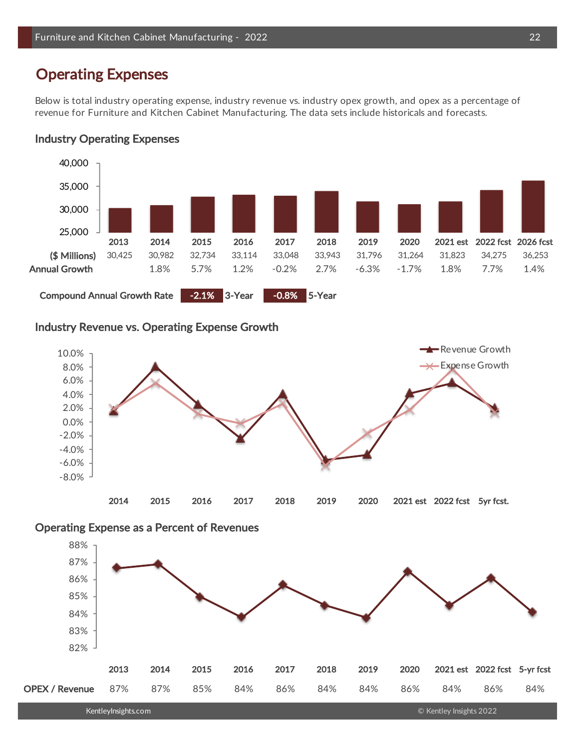## Operating Expenses

Below is total industry operating expense, industry revenue vs. industry opex growth, and opex as a percentage of revenue for Furniture and Kitchen Cabinet Manufacturing. The data sets include historicals and forecasts.

### Industry Operating Expenses

| | 2013 | 2014 | 2015 | 2016 | 2017 | 2018 | 2019 | 2020 | 2021 est | 2022 fcst | 2026 fcst |
|---|---|---|---|---|---|---|---|---|---|---|---|
| ($ Millions) | 30,425 | 30,982 | 32,734 | 33,114 | 33,048 | 33,943 | 31,796 | 31,264 | 31,823 | 34,275 | 36,253 |
| Annual Growth | | 1.8% | 5.7% | 1.2% | -0.2% | 2.7% | -6.3% | -1.7% | 1.8% | 7.7% | 1.4% |

Compound Annual Growth Rate **-2.1%** 3-Year **-0.8%** 5-Year

### Industry Revenue vs. Operating Expense Growth

### Operating Expense as a Percent of Revenues

| | 2013 | 2014 | 2015 | 2016 | 2017 | 2018 | 2019 | 2020 | 2021 est | 2022 fcst | 5-yr fcst |
|---|---|---|---|---|---|---|---|---|---|---|---|
| OPEX / Revenue | 87% | 87% | 85% | 84% | 86% | 84% | 84% | 86% | 84% | 86% | 84% |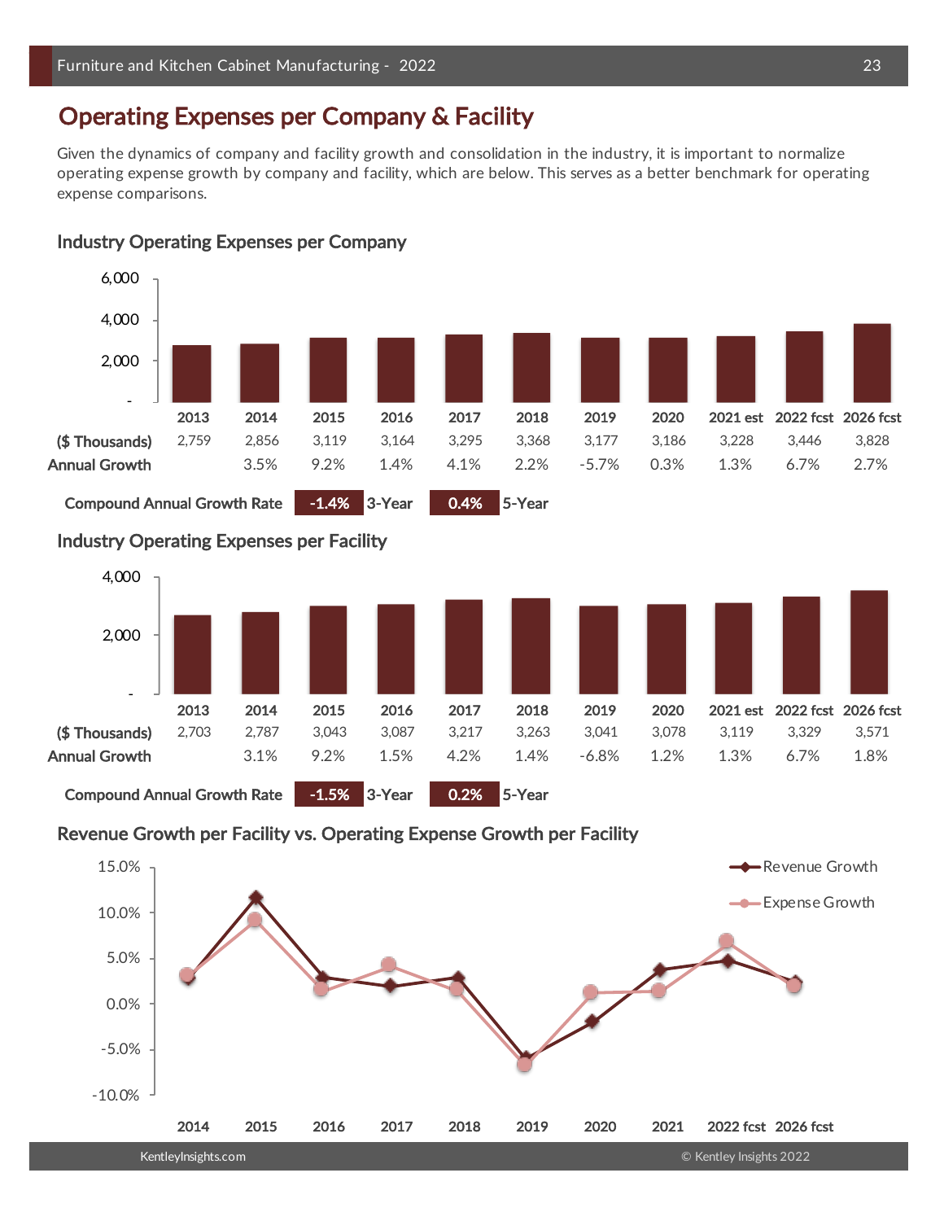## Operating Expenses per Company & Facility

Given the dynamics of company and facility growth and consolidation in the industry, it is important to normalize operating expense growth by company and facility, which are below. This serves as a better benchmark for operating expense comparisons.

### Industry Operating Expenses per Company

| | 2013 | 2014 | 2015 | 2016 | 2017 | 2018 | 2019 | 2020 | 2021 est | 2022 fcst | 2026 fcst |
|---|---|---|---|---|---|---|---|---|---|---|---|
| ($ Thousands) | 2,759 | 2,856 | 3,119 | 3,164 | 3,295 | 3,368 | 3,177 | 3,186 | 3,228 | 3,446 | 3,828 |
| Annual Growth | | 3.5% | 9.2% | 1.4% | 4.1% | 2.2% | -5.7% | 0.3% | 1.3% | 6.7% | 2.7% |

Compound Annual Growth Rate: -1.4% 3-Year; 0.4% 5-Year

### Industry Operating Expenses per Facility

| | 2013 | 2014 | 2015 | 2016 | 2017 | 2018 | 2019 | 2020 | 2021 est | 2022 fcst | 2026 fcst |
|---|---|---|---|---|---|---|---|---|---|---|---|
| ($ Thousands) | 2,703 | 2,787 | 3,043 | 3,087 | 3,217 | 3,263 | 3,041 | 3,078 | 3,119 | 3,329 | 3,571 |
| Annual Growth | | 3.1% | 9.2% | 1.5% | 4.2% | 1.4% | -6.8% | 1.2% | 1.3% | 6.7% | 1.8% |

Compound Annual Growth Rate: -1.5% 3-Year; 0.2% 5-Year

### Revenue Growth per Facility vs. Operating Expense Growth per Facility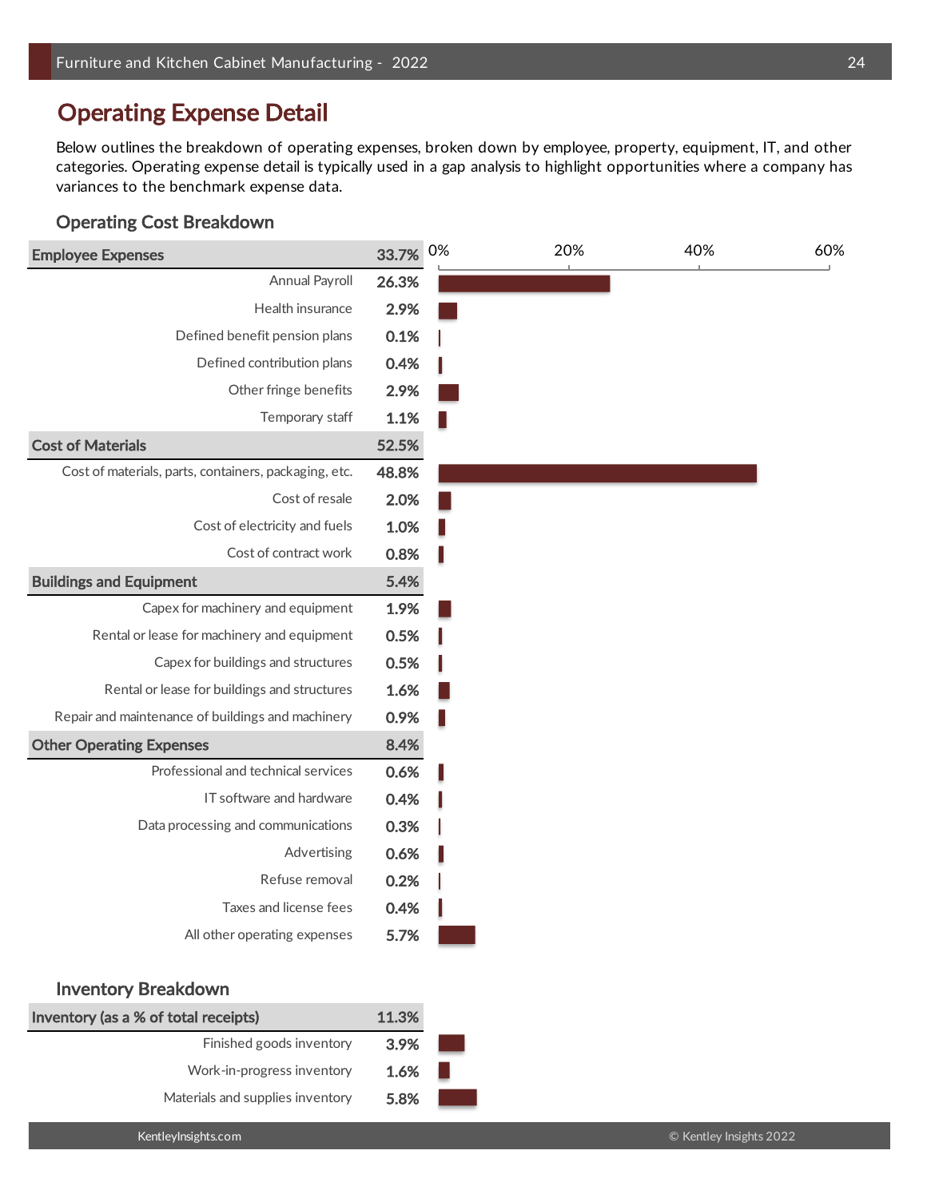## Operating Expense Detail

Below outlines the breakdown of operating expenses, broken down by employee, property, equipment, IT, and other categories. Operating expense detail is typically used in a gap analysis to highlight opportunities where a company has variances to the benchmark expense data.

### Operating Cost Breakdown

| Category | % |
|---|---|
| **Employee Expenses** | **33.7%** |
| Annual Payroll | 26.3% |
| Health insurance | 2.9% |
| Defined benefit pension plans | 0.1% |
| Defined contribution plans | 0.4% |
| Other fringe benefits | 2.9% |
| Temporary staff | 1.1% |
| **Cost of Materials** | **52.5%** |
| Cost of materials, parts, containers, packaging, etc. | 48.8% |
| Cost of resale | 2.0% |
| Cost of electricity and fuels | 1.0% |
| Cost of contract work | 0.8% |
| **Buildings and Equipment** | **5.4%** |
| Capex for machinery and equipment | 1.9% |
| Rental or lease for machinery and equipment | 0.5% |
| Capex for buildings and structures | 0.5% |
| Rental or lease for buildings and structures | 1.6% |
| Repair and maintenance of buildings and machinery | 0.9% |
| **Other Operating Expenses** | **8.4%** |
| Professional and technical services | 0.6% |
| IT software and hardware | 0.4% |
| Data processing and communications | 0.3% |
| Advertising | 0.6% |
| Refuse removal | 0.2% |
| Taxes and license fees | 0.4% |
| All other operating expenses | 5.7% |

### Inventory Breakdown

| Category | % |
|---|---|
| **Inventory (as a % of total receipts)** | **11.3%** |
| Finished goods inventory | 3.9% |
| Work-in-progress inventory | 1.6% |
| Materials and supplies inventory | 5.8% |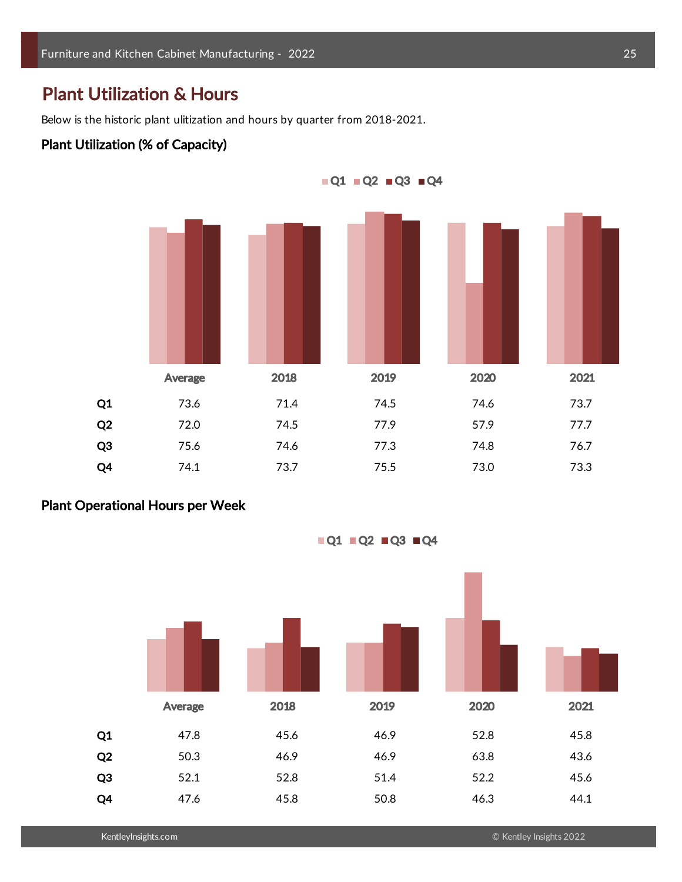## Plant Utilization & Hours

Below is the historic plant ulitization and hours by quarter from 2018-2021.

### Plant Utilization (% of Capacity)

| | Average | 2018 | 2019 | 2020 | 2021 |
|---|---|---|---|---|---|
| Q1 | 73.6 | 71.4 | 74.5 | 74.6 | 73.7 |
| Q2 | 72.0 | 74.5 | 77.9 | 57.9 | 77.7 |
| Q3 | 75.6 | 74.6 | 77.3 | 74.8 | 76.7 |
| Q4 | 74.1 | 73.7 | 75.5 | 73.0 | 73.3 |

### Plant Operational Hours per Week

| | Average | 2018 | 2019 | 2020 | 2021 |
|---|---|---|---|---|---|
| Q1 | 47.8 | 45.6 | 46.9 | 52.8 | 45.8 |
| Q2 | 50.3 | 46.9 | 46.9 | 63.8 | 43.6 |
| Q3 | 52.1 | 52.8 | 51.4 | 52.2 | 45.6 |
| Q4 | 47.6 | 45.8 | 50.8 | 46.3 | 44.1 |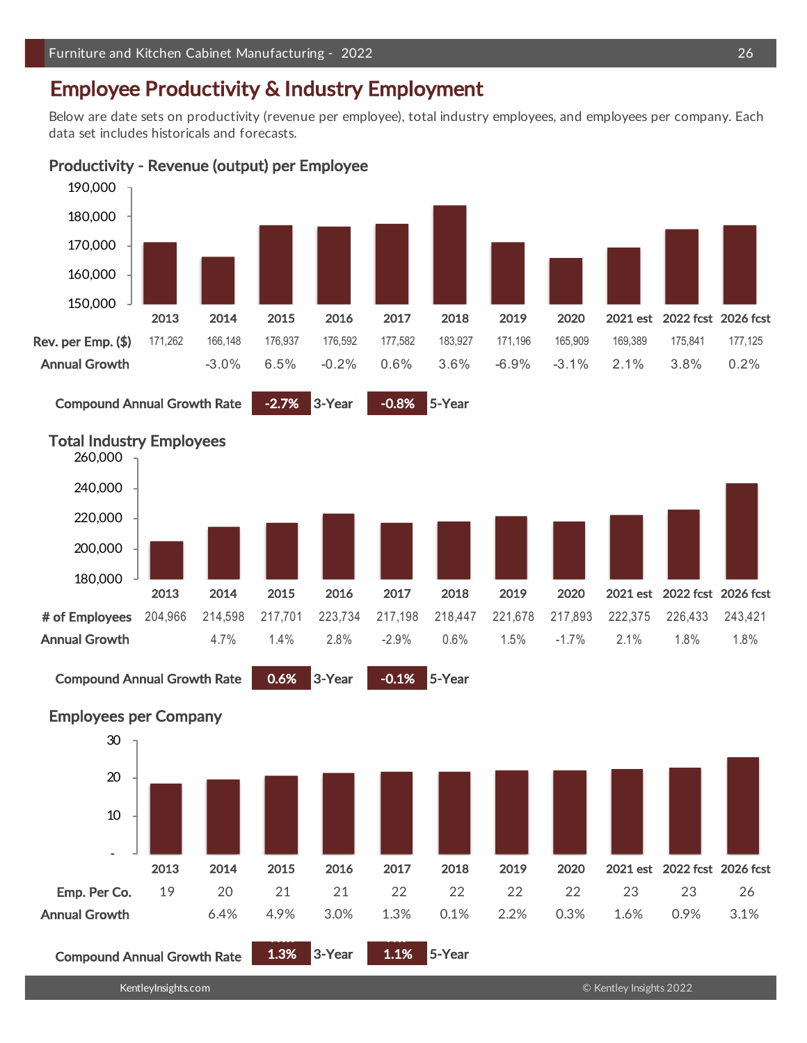# Employee Productivity & Industry Employment

Below are date sets on productivity (revenue per employee), total industry employees, and employees per company. Each data set includes historicals and forecasts.

## Productivity - Revenue (output) per Employee

| | 2013 | 2014 | 2015 | 2016 | 2017 | 2018 | 2019 | 2020 | 2021 est | 2022 fcst | 2026 fcst |
|---|---|---|---|---|---|---|---|---|---|---|---|
| Rev. per Emp. ($) | 171,262 | 166,148 | 176,937 | 176,592 | 177,582 | 183,927 | 171,196 | 165,909 | 169,389 | 175,841 | 177,125 |
| Annual Growth | | -3.0% | 6.5% | -0.2% | 0.6% | 3.6% | -6.9% | -3.1% | 2.1% | 3.8% | 0.2% |

Compound Annual Growth Rate: -2.7% 3-Year | -0.8% 5-Year

## Total Industry Employees

| | 2013 | 2014 | 2015 | 2016 | 2017 | 2018 | 2019 | 2020 | 2021 est | 2022 fcst | 2026 fcst |
|---|---|---|---|---|---|---|---|---|---|---|---|
| # of Employees | 204,966 | 214,598 | 217,701 | 223,734 | 217,198 | 218,447 | 221,678 | 217,893 | 222,375 | 226,433 | 243,421 |
| Annual Growth | | 4.7% | 1.4% | 2.8% | -2.9% | 0.6% | 1.5% | -1.7% | 2.1% | 1.8% | 1.8% |

Compound Annual Growth Rate: 0.6% 3-Year | -0.1% 5-Year

## Employees per Company

| | 2013 | 2014 | 2015 | 2016 | 2017 | 2018 | 2019 | 2020 | 2021 est | 2022 fcst | 2026 fcst |
|---|---|---|---|---|---|---|---|---|---|---|---|
| Emp. Per Co. | 19 | 20 | 21 | 21 | 22 | 22 | 22 | 22 | 23 | 23 | 26 |
| Annual Growth | | 6.4% | 4.9% | 3.0% | 1.3% | 0.1% | 2.2% | 0.3% | 1.6% | 0.9% | 3.1% |

Compound Annual Growth Rate: 1.3% 3-Year | 1.1% 5-Year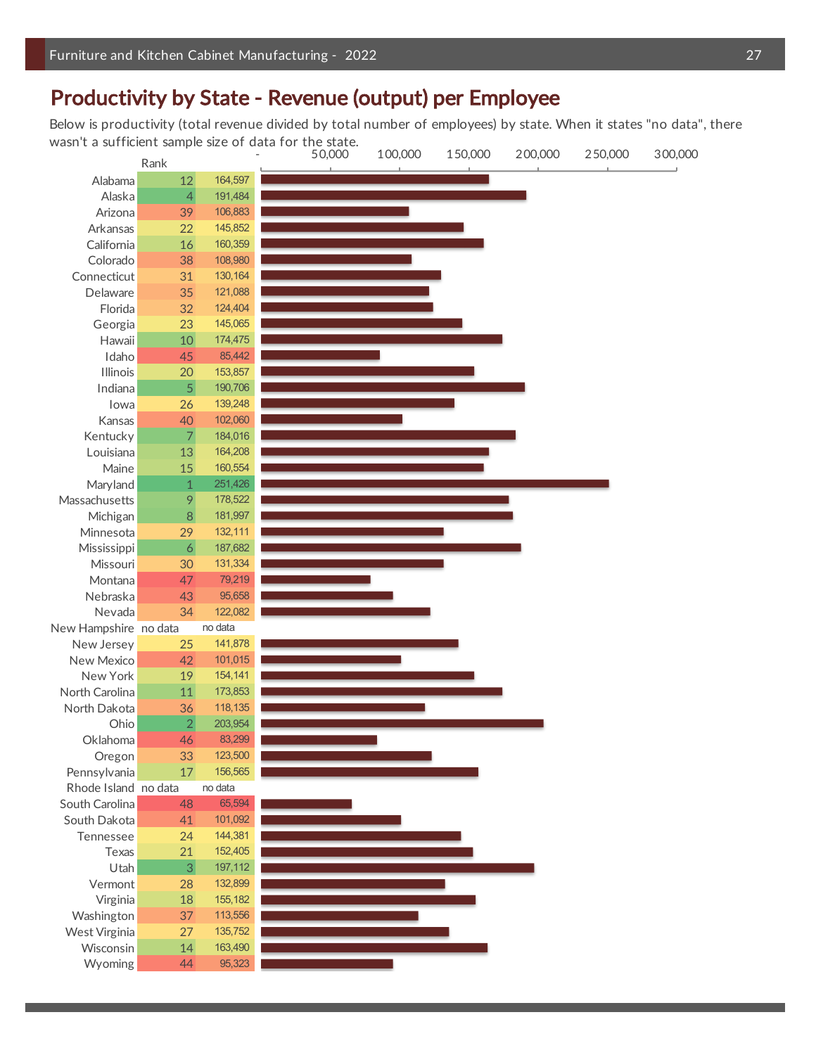## Productivity by State - Revenue (output) per Employee

Below is productivity (total revenue divided by total number of employees) by state. When it states "no data", there wasn't a sufficient sample size of data for the state.

| State | Rank | Revenue per Employee |
|---|---|---|
| Alabama | 12 | 164,597 |
| Alaska | 4 | 191,484 |
| Arizona | 39 | 106,883 |
| Arkansas | 22 | 145,852 |
| California | 16 | 160,359 |
| Colorado | 38 | 108,980 |
| Connecticut | 31 | 130,164 |
| Delaware | 35 | 121,088 |
| Florida | 32 | 124,404 |
| Georgia | 23 | 145,065 |
| Hawaii | 10 | 174,475 |
| Idaho | 45 | 85,442 |
| Illinois | 20 | 153,857 |
| Indiana | 5 | 190,706 |
| Iowa | 26 | 139,248 |
| Kansas | 40 | 102,060 |
| Kentucky | 7 | 184,016 |
| Louisiana | 13 | 164,208 |
| Maine | 15 | 160,554 |
| Maryland | 1 | 251,426 |
| Massachusetts | 9 | 178,522 |
| Michigan | 8 | 181,997 |
| Minnesota | 29 | 132,111 |
| Mississippi | 6 | 187,682 |
| Missouri | 30 | 131,334 |
| Montana | 47 | 79,219 |
| Nebraska | 43 | 95,658 |
| Nevada | 34 | 122,082 |
| New Hampshire | no data | no data |
| New Jersey | 25 | 141,878 |
| New Mexico | 42 | 101,015 |
| New York | 19 | 154,141 |
| North Carolina | 11 | 173,853 |
| North Dakota | 36 | 118,135 |
| Ohio | 2 | 203,954 |
| Oklahoma | 46 | 83,299 |
| Oregon | 33 | 123,500 |
| Pennsylvania | 17 | 156,565 |
| Rhode Island | no data | no data |
| South Carolina | 48 | 65,594 |
| South Dakota | 41 | 101,092 |
| Tennessee | 24 | 144,381 |
| Texas | 21 | 152,405 |
| Utah | 3 | 197,112 |
| Vermont | 28 | 132,899 |
| Virginia | 18 | 155,182 |
| Washington | 37 | 113,556 |
| West Virginia | 27 | 135,752 |
| Wisconsin | 14 | 163,490 |
| Wyoming | 44 | 95,323 |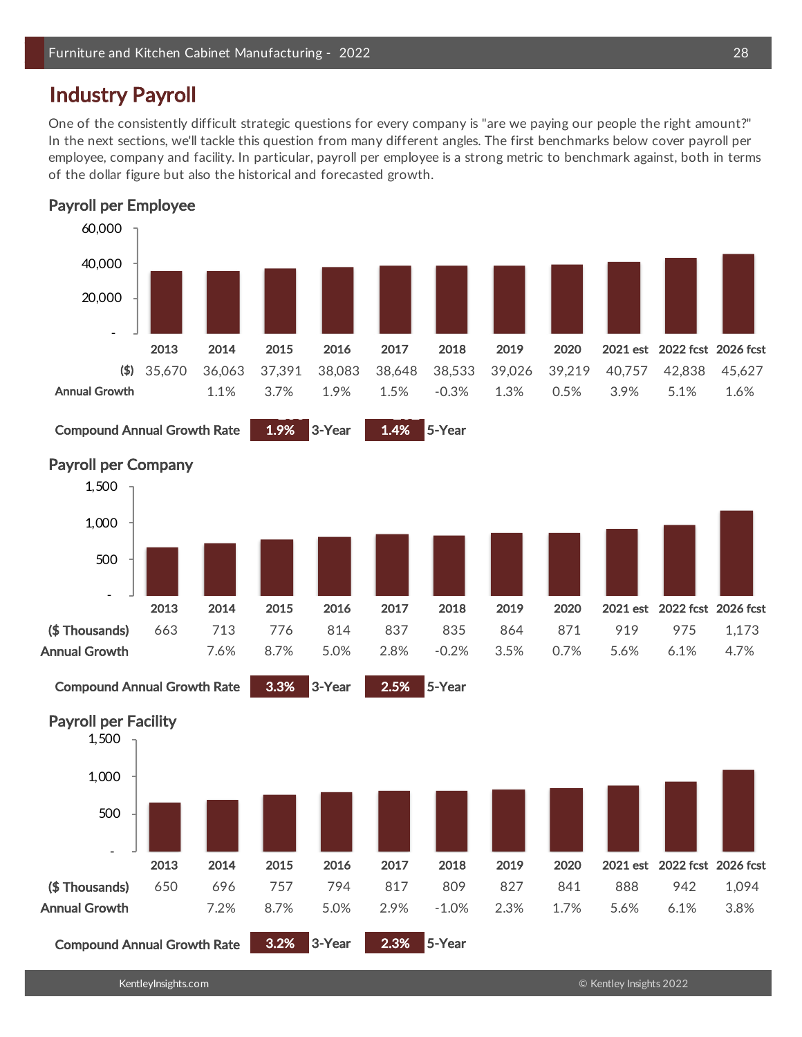# Industry Payroll

One of the consistently difficult strategic questions for every company is "are we paying our people the right amount?" In the next sections, we'll tackle this question from many different angles. The first benchmarks below cover payroll per employee, company and facility. In particular, payroll per employee is a strong metric to benchmark against, both in terms of the dollar figure but also the historical and forecasted growth.

## Payroll per Employee

| | 2013 | 2014 | 2015 | 2016 | 2017 | 2018 | 2019 | 2020 | 2021 est | 2022 fcst | 2026 fcst |
|---|---|---|---|---|---|---|---|---|---|---|---|
| ($) | 35,670 | 36,063 | 37,391 | 38,083 | 38,648 | 38,533 | 39,026 | 39,219 | 40,757 | 42,838 | 45,627 |
| Annual Growth | | 1.1% | 3.7% | 1.9% | 1.5% | -0.3% | 1.3% | 0.5% | 3.9% | 5.1% | 1.6% |

**Compound Annual Growth Rate** — **1.9%** 3-Year — **1.4%** 5-Year

## Payroll per Company

| | 2013 | 2014 | 2015 | 2016 | 2017 | 2018 | 2019 | 2020 | 2021 est | 2022 fcst | 2026 fcst |
|---|---|---|---|---|---|---|---|---|---|---|---|
| ($ Thousands) | 663 | 713 | 776 | 814 | 837 | 835 | 864 | 871 | 919 | 975 | 1,173 |
| Annual Growth | | 7.6% | 8.7% | 5.0% | 2.8% | -0.2% | 3.5% | 0.7% | 5.6% | 6.1% | 4.7% |

**Compound Annual Growth Rate** — **3.3%** 3-Year — **2.5%** 5-Year

## Payroll per Facility

| | 2013 | 2014 | 2015 | 2016 | 2017 | 2018 | 2019 | 2020 | 2021 est | 2022 fcst | 2026 fcst |
|---|---|---|---|---|---|---|---|---|---|---|---|
| ($ Thousands) | 650 | 696 | 757 | 794 | 817 | 809 | 827 | 841 | 888 | 942 | 1,094 |
| Annual Growth | | 7.2% | 8.7% | 5.0% | 2.9% | -1.0% | 2.3% | 1.7% | 5.6% | 6.1% | 3.8% |

**Compound Annual Growth Rate** — **3.2%** 3-Year — **2.3%** 5-Year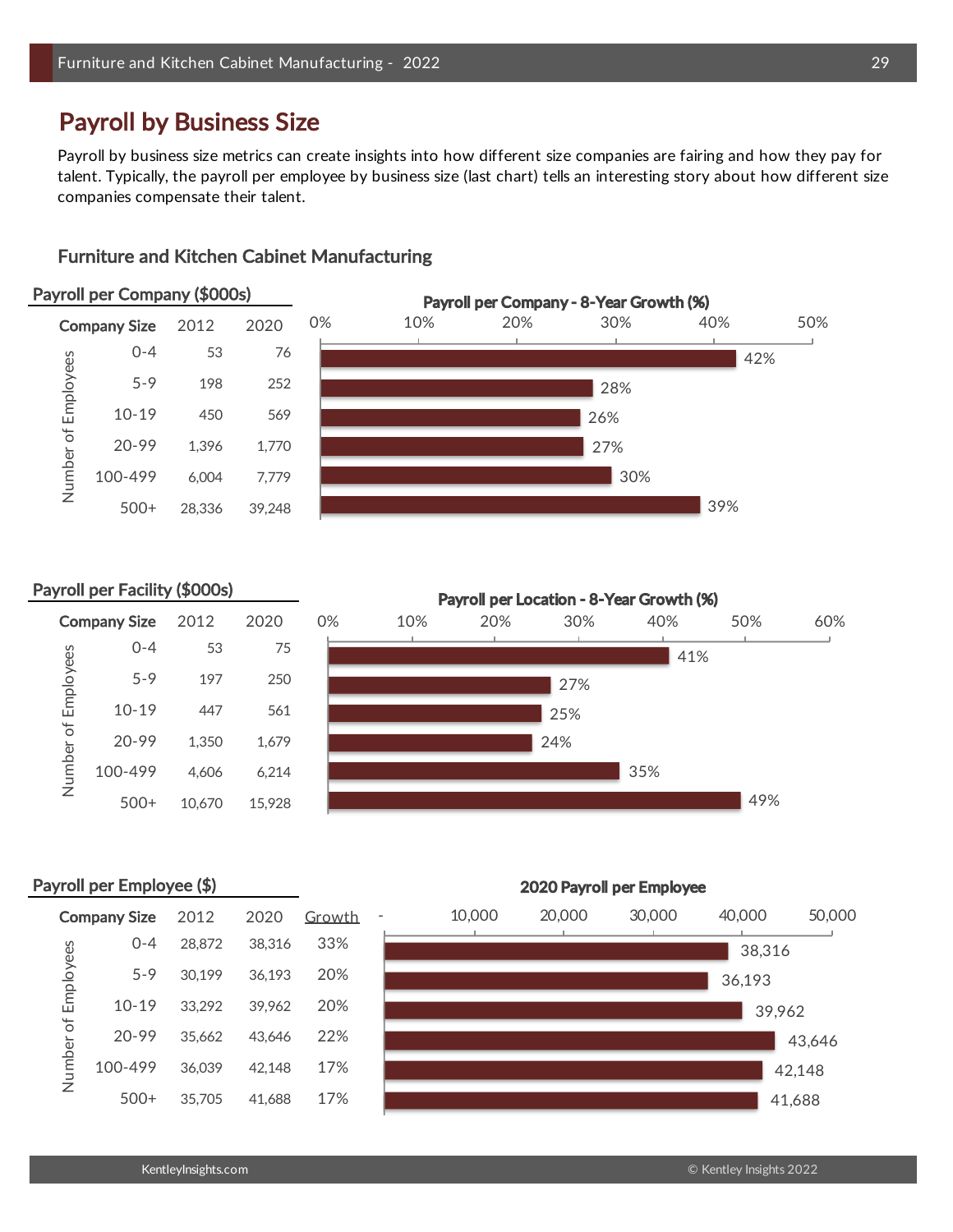## Payroll by Business Size

Payroll by business size metrics can create insights into how different size companies are fairing and how they pay for talent. Typically, the payroll per employee by business size (last chart) tells an interesting story about how different size companies compensate their talent.

### Furniture and Kitchen Cabinet Manufacturing

**Payroll per Company ($000s)**

| Number of Employees (Company Size) | 2012 | 2020 | Payroll per Company - 8-Year Growth (%) |
|---|---|---|---|
| 0-4 | 53 | 76 | 42% |
| 5-9 | 198 | 252 | 28% |
| 10-19 | 450 | 569 | 26% |
| 20-99 | 1,396 | 1,770 | 27% |
| 100-499 | 6,004 | 7,779 | 30% |
| 500+ | 28,336 | 39,248 | 39% |

**Payroll per Facility ($000s)**

| Number of Employees (Company Size) | 2012 | 2020 | Payroll per Location - 8-Year Growth (%) |
|---|---|---|---|
| 0-4 | 53 | 75 | 41% |
| 5-9 | 197 | 250 | 27% |
| 10-19 | 447 | 561 | 25% |
| 20-99 | 1,350 | 1,679 | 24% |
| 100-499 | 4,606 | 6,214 | 35% |
| 500+ | 10,670 | 15,928 | 49% |

**Payroll per Employee ($)**

| Number of Employees (Company Size) | 2012 | 2020 | Growth | 2020 Payroll per Employee |
|---|---|---|---|---|
| 0-4 | 28,872 | 38,316 | 33% | 38,316 |
| 5-9 | 30,199 | 36,193 | 20% | 36,193 |
| 10-19 | 33,292 | 39,962 | 20% | 39,962 |
| 20-99 | 35,662 | 43,646 | 22% | 43,646 |
| 100-499 | 36,039 | 42,148 | 17% | 42,148 |
| 500+ | 35,705 | 41,688 | 17% | 41,688 |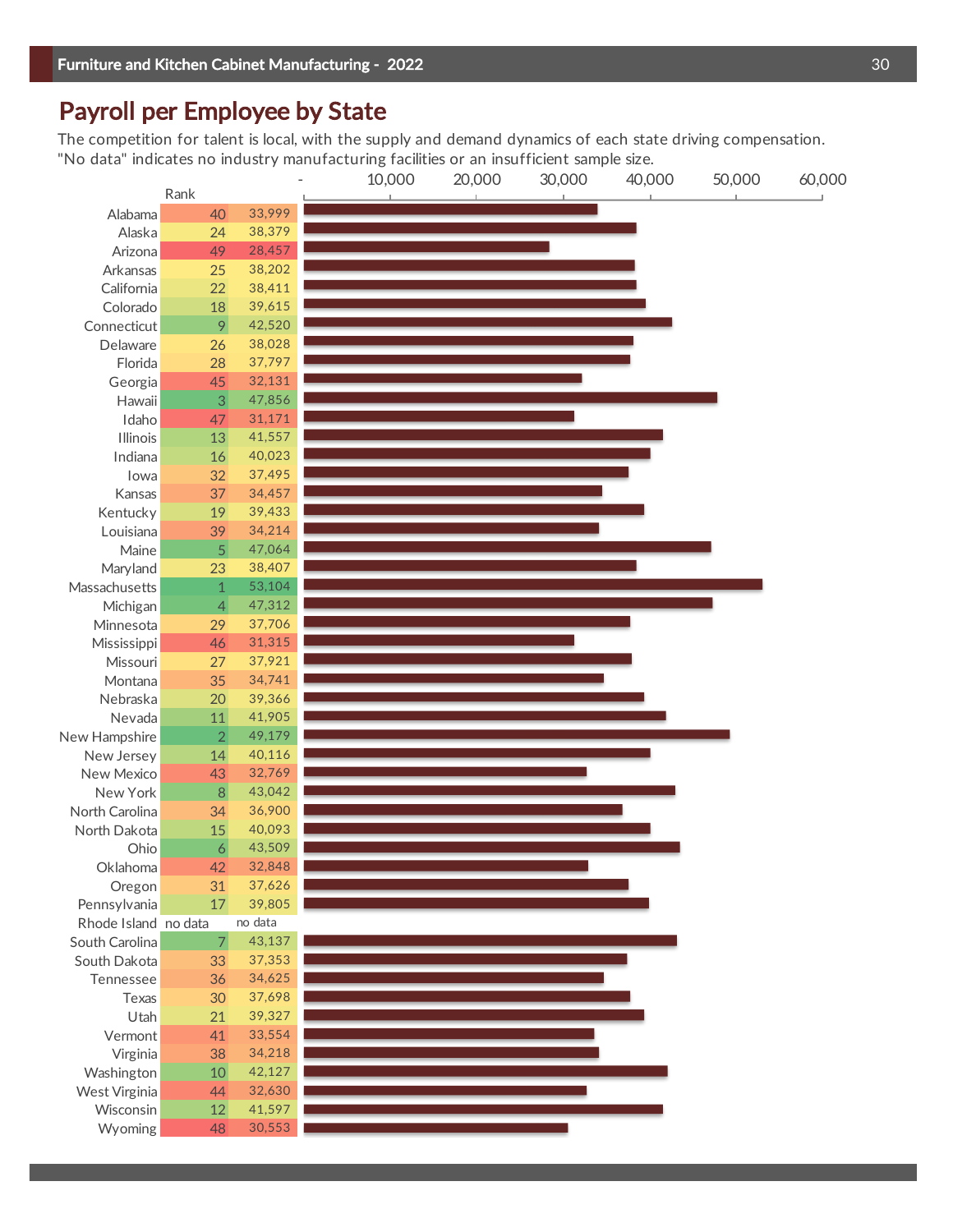## Payroll per Employee by State

The competition for talent is local, with the supply and demand dynamics of each state driving compensation. "No data" indicates no industry manufacturing facilities or an insufficient sample size.

| State | Rank | Payroll per Employee |
|---|---|---|
| Alabama | 40 | 33,999 |
| Alaska | 24 | 38,379 |
| Arizona | 49 | 28,457 |
| Arkansas | 25 | 38,202 |
| California | 22 | 38,411 |
| Colorado | 18 | 39,615 |
| Connecticut | 9 | 42,520 |
| Delaware | 26 | 38,028 |
| Florida | 28 | 37,797 |
| Georgia | 45 | 32,131 |
| Hawaii | 3 | 47,856 |
| Idaho | 47 | 31,171 |
| Illinois | 13 | 41,557 |
| Indiana | 16 | 40,023 |
| Iowa | 32 | 37,495 |
| Kansas | 37 | 34,457 |
| Kentucky | 19 | 39,433 |
| Louisiana | 39 | 34,214 |
| Maine | 5 | 47,064 |
| Maryland | 23 | 38,407 |
| Massachusetts | 1 | 53,104 |
| Michigan | 4 | 47,312 |
| Minnesota | 29 | 37,706 |
| Mississippi | 46 | 31,315 |
| Missouri | 27 | 37,921 |
| Montana | 35 | 34,741 |
| Nebraska | 20 | 39,366 |
| Nevada | 11 | 41,905 |
| New Hampshire | 2 | 49,179 |
| New Jersey | 14 | 40,116 |
| New Mexico | 43 | 32,769 |
| New York | 8 | 43,042 |
| North Carolina | 34 | 36,900 |
| North Dakota | 15 | 40,093 |
| Ohio | 6 | 43,509 |
| Oklahoma | 42 | 32,848 |
| Oregon | 31 | 37,626 |
| Pennsylvania | 17 | 39,805 |
| Rhode Island | no data | no data |
| South Carolina | 7 | 43,137 |
| South Dakota | 33 | 37,353 |
| Tennessee | 36 | 34,625 |
| Texas | 30 | 37,698 |
| Utah | 21 | 39,327 |
| Vermont | 41 | 33,554 |
| Virginia | 38 | 34,218 |
| Washington | 10 | 42,127 |
| West Virginia | 44 | 32,630 |
| Wisconsin | 12 | 41,597 |
| Wyoming | 48 | 30,553 |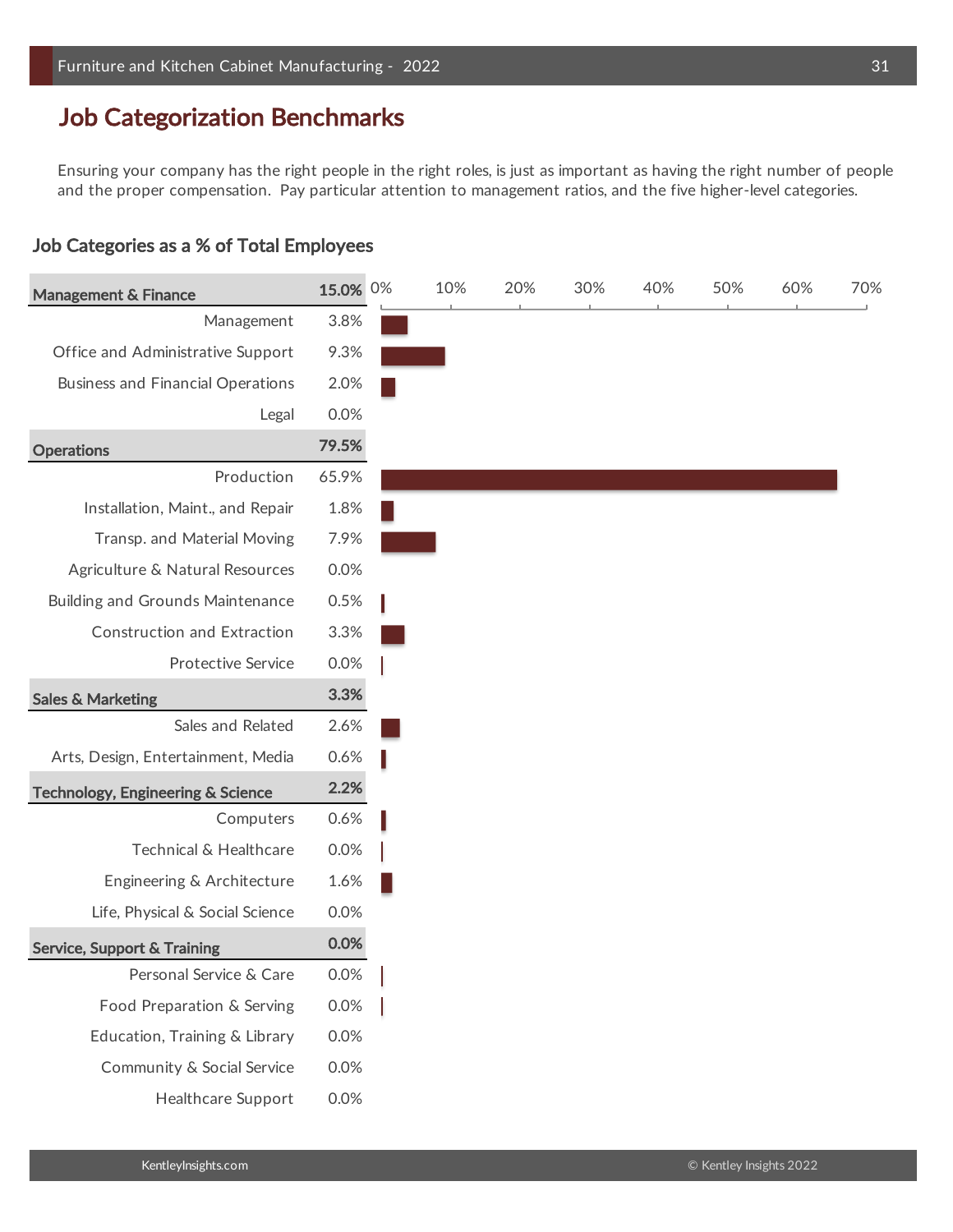# Job Categorization Benchmarks

Ensuring your company has the right people in the right roles, is just as important as having the right number of people and the proper compensation. Pay particular attention to management ratios, and the five higher-level categories.

## Job Categories as a % of Total Employees

| Category | % |
|---|---|
| **Management & Finance** | **15.0%** |
| Management | 3.8% |
| Office and Administrative Support | 9.3% |
| Business and Financial Operations | 2.0% |
| Legal | 0.0% |
| **Operations** | **79.5%** |
| Production | 65.9% |
| Installation, Maint., and Repair | 1.8% |
| Transp. and Material Moving | 7.9% |
| Agriculture & Natural Resources | 0.0% |
| Building and Grounds Maintenance | 0.5% |
| Construction and Extraction | 3.3% |
| Protective Service | 0.0% |
| **Sales & Marketing** | **3.3%** |
| Sales and Related | 2.6% |
| Arts, Design, Entertainment, Media | 0.6% |
| **Technology, Engineering & Science** | **2.2%** |
| Computers | 0.6% |
| Technical & Healthcare | 0.0% |
| Engineering & Architecture | 1.6% |
| Life, Physical & Social Science | 0.0% |
| **Service, Support & Training** | **0.0%** |
| Personal Service & Care | 0.0% |
| Food Preparation & Serving | 0.0% |
| Education, Training & Library | 0.0% |
| Community & Social Service | 0.0% |
| Healthcare Support | 0.0% |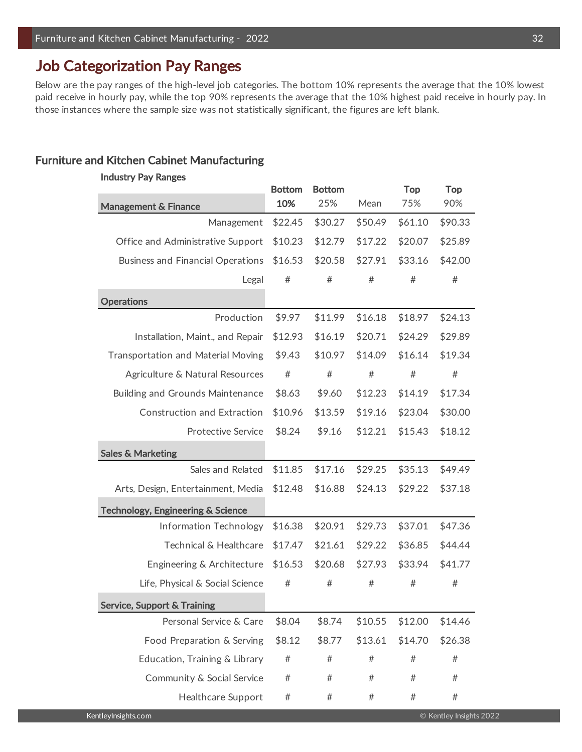## Job Categorization Pay Ranges

Below are the pay ranges of the high-level job categories. The bottom 10% represents the average that the 10% lowest paid receive in hourly pay, while the top 90% represents the average that the 10% highest paid receive in hourly pay. In those instances where the sample size was not statistically significant, the figures are left blank.

### Furniture and Kitchen Cabinet Manufacturing

**Industry Pay Ranges**

| | Bottom 10% | Bottom 25% | Mean | Top 75% | Top 90% |
|---|---|---|---|---|---|
| **Management & Finance** | | | | | |
| Management | $22.45 | $30.27 | $50.49 | $61.10 | $90.33 |
| Office and Administrative Support | $10.23 | $12.79 | $17.22 | $20.07 | $25.89 |
| Business and Financial Operations | $16.53 | $20.58 | $27.91 | $33.16 | $42.00 |
| Legal | # | # | # | # | # |
| **Operations** | | | | | |
| Production | $9.97 | $11.99 | $16.18 | $18.97 | $24.13 |
| Installation, Maint., and Repair | $12.93 | $16.19 | $20.71 | $24.29 | $29.89 |
| Transportation and Material Moving | $9.43 | $10.97 | $14.09 | $16.14 | $19.34 |
| Agriculture & Natural Resources | # | # | # | # | # |
| Building and Grounds Maintenance | $8.63 | $9.60 | $12.23 | $14.19 | $17.34 |
| Construction and Extraction | $10.96 | $13.59 | $19.16 | $23.04 | $30.00 |
| Protective Service | $8.24 | $9.16 | $12.21 | $15.43 | $18.12 |
| **Sales & Marketing** | | | | | |
| Sales and Related | $11.85 | $17.16 | $29.25 | $35.13 | $49.49 |
| Arts, Design, Entertainment, Media | $12.48 | $16.88 | $24.13 | $29.22 | $37.18 |
| **Technology, Engineering & Science** | | | | | |
| Information Technology | $16.38 | $20.91 | $29.73 | $37.01 | $47.36 |
| Technical & Healthcare | $17.47 | $21.61 | $29.22 | $36.85 | $44.44 |
| Engineering & Architecture | $16.53 | $20.68 | $27.93 | $33.94 | $41.77 |
| Life, Physical & Social Science | # | # | # | # | # |
| **Service, Support & Training** | | | | | |
| Personal Service & Care | $8.04 | $8.74 | $10.55 | $12.00 | $14.46 |
| Food Preparation & Serving | $8.12 | $8.77 | $13.61 | $14.70 | $26.38 |
| Education, Training & Library | # | # | # | # | # |
| Community & Social Service | # | # | # | # | # |
| Healthcare Support | # | # | # | # | # |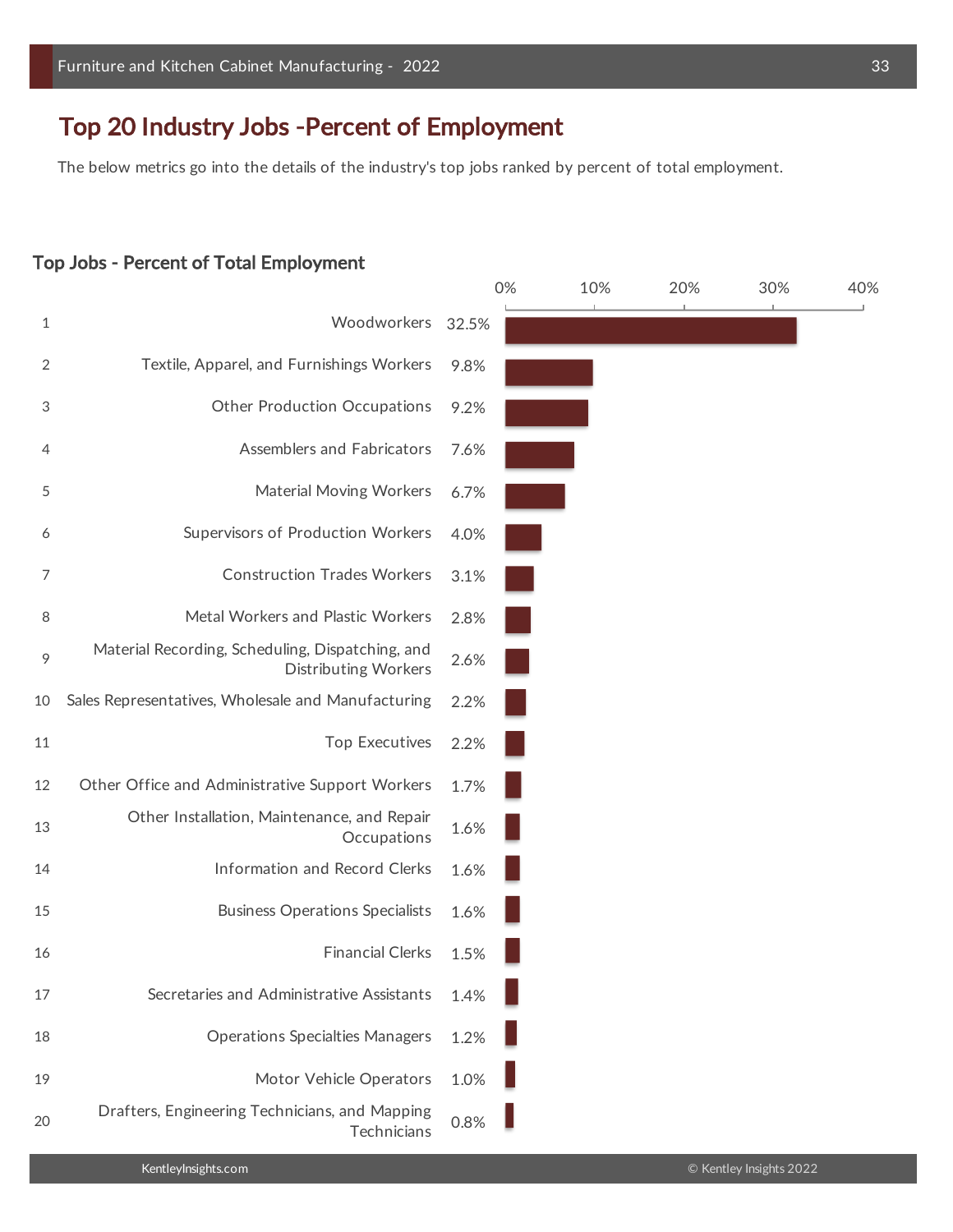# Top 20 Industry Jobs -Percent of Employment

The below metrics go into the details of the industry's top jobs ranked by percent of total employment.

## Top Jobs - Percent of Total Employment

| Rank | Job | Percent of Total Employment |
|---|---|---|
| 1 | Woodworkers | 32.5% |
| 2 | Textile, Apparel, and Furnishings Workers | 9.8% |
| 3 | Other Production Occupations | 9.2% |
| 4 | Assemblers and Fabricators | 7.6% |
| 5 | Material Moving Workers | 6.7% |
| 6 | Supervisors of Production Workers | 4.0% |
| 7 | Construction Trades Workers | 3.1% |
| 8 | Metal Workers and Plastic Workers | 2.8% |
| 9 | Material Recording, Scheduling, Dispatching, and Distributing Workers | 2.6% |
| 10 | Sales Representatives, Wholesale and Manufacturing | 2.2% |
| 11 | Top Executives | 2.2% |
| 12 | Other Office and Administrative Support Workers | 1.7% |
| 13 | Other Installation, Maintenance, and Repair Occupations | 1.6% |
| 14 | Information and Record Clerks | 1.6% |
| 15 | Business Operations Specialists | 1.6% |
| 16 | Financial Clerks | 1.5% |
| 17 | Secretaries and Administrative Assistants | 1.4% |
| 18 | Operations Specialties Managers | 1.2% |
| 19 | Motor Vehicle Operators | 1.0% |
| 20 | Drafters, Engineering Technicians, and Mapping Technicians | 0.8% |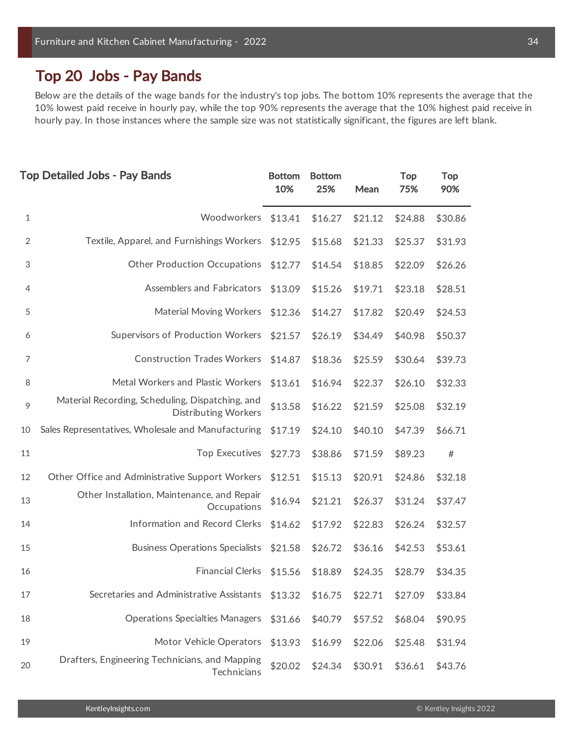## Top 20 Jobs - Pay Bands

Below are the details of the wage bands for the industry's top jobs. The bottom 10% represents the average that the 10% lowest paid receive in hourly pay, while the top 90% represents the average that the 10% highest paid receive in hourly pay. In those instances where the sample size was not statistically significant, the figures are left blank.

| | Top Detailed Jobs - Pay Bands | Bottom 10% | Bottom 25% | Mean | Top 75% | Top 90% |
|---|---|---|---|---|---|---|
| 1 | Woodworkers | $13.41 | $16.27 | $21.12 | $24.88 | $30.86 |
| 2 | Textile, Apparel, and Furnishings Workers | $12.95 | $15.68 | $21.33 | $25.37 | $31.93 |
| 3 | Other Production Occupations | $12.77 | $14.54 | $18.85 | $22.09 | $26.26 |
| 4 | Assemblers and Fabricators | $13.09 | $15.26 | $19.71 | $23.18 | $28.51 |
| 5 | Material Moving Workers | $12.36 | $14.27 | $17.82 | $20.49 | $24.53 |
| 6 | Supervisors of Production Workers | $21.57 | $26.19 | $34.49 | $40.98 | $50.37 |
| 7 | Construction Trades Workers | $14.87 | $18.36 | $25.59 | $30.64 | $39.73 |
| 8 | Metal Workers and Plastic Workers | $13.61 | $16.94 | $22.37 | $26.10 | $32.33 |
| 9 | Material Recording, Scheduling, Dispatching, and Distributing Workers | $13.58 | $16.22 | $21.59 | $25.08 | $32.19 |
| 10 | Sales Representatives, Wholesale and Manufacturing | $17.19 | $24.10 | $40.10 | $47.39 | $66.71 |
| 11 | Top Executives | $27.73 | $38.86 | $71.59 | $89.23 | # |
| 12 | Other Office and Administrative Support Workers | $12.51 | $15.13 | $20.91 | $24.86 | $32.18 |
| 13 | Other Installation, Maintenance, and Repair Occupations | $16.94 | $21.21 | $26.37 | $31.24 | $37.47 |
| 14 | Information and Record Clerks | $14.62 | $17.92 | $22.83 | $26.24 | $32.57 |
| 15 | Business Operations Specialists | $21.58 | $26.72 | $36.16 | $42.53 | $53.61 |
| 16 | Financial Clerks | $15.56 | $18.89 | $24.35 | $28.79 | $34.35 |
| 17 | Secretaries and Administrative Assistants | $13.32 | $16.75 | $22.71 | $27.09 | $33.84 |
| 18 | Operations Specialties Managers | $31.66 | $40.79 | $57.52 | $68.04 | $90.95 |
| 19 | Motor Vehicle Operators | $13.93 | $16.99 | $22.06 | $25.48 | $31.94 |
| 20 | Drafters, Engineering Technicians, and Mapping Technicians | $20.02 | $24.34 | $30.91 | $36.61 | $43.76 |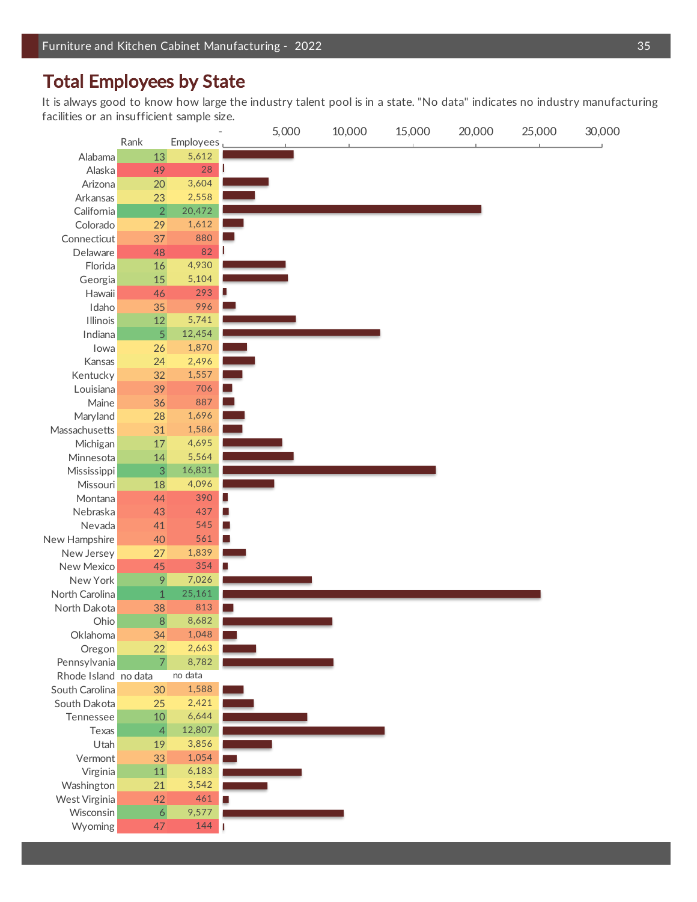## Total Employees by State

It is always good to know how large the industry talent pool is in a state. "No data" indicates no industry manufacturing facilities or an insufficient sample size.

| State | Rank | Employees |
|---|---|---|
| Alabama | 13 | 5,612 |
| Alaska | 49 | 28 |
| Arizona | 20 | 3,604 |
| Arkansas | 23 | 2,558 |
| California | 2 | 20,472 |
| Colorado | 29 | 1,612 |
| Connecticut | 37 | 880 |
| Delaware | 48 | 82 |
| Florida | 16 | 4,930 |
| Georgia | 15 | 5,104 |
| Hawaii | 46 | 293 |
| Idaho | 35 | 996 |
| Illinois | 12 | 5,741 |
| Indiana | 5 | 12,454 |
| Iowa | 26 | 1,870 |
| Kansas | 24 | 2,496 |
| Kentucky | 32 | 1,557 |
| Louisiana | 39 | 706 |
| Maine | 36 | 887 |
| Maryland | 28 | 1,696 |
| Massachusetts | 31 | 1,586 |
| Michigan | 17 | 4,695 |
| Minnesota | 14 | 5,564 |
| Mississippi | 3 | 16,831 |
| Missouri | 18 | 4,096 |
| Montana | 44 | 390 |
| Nebraska | 43 | 437 |
| Nevada | 41 | 545 |
| New Hampshire | 40 | 561 |
| New Jersey | 27 | 1,839 |
| New Mexico | 45 | 354 |
| New York | 9 | 7,026 |
| North Carolina | 1 | 25,161 |
| North Dakota | 38 | 813 |
| Ohio | 8 | 8,682 |
| Oklahoma | 34 | 1,048 |
| Oregon | 22 | 2,663 |
| Pennsylvania | 7 | 8,782 |
| Rhode Island | no data | no data |
| South Carolina | 30 | 1,588 |
| South Dakota | 25 | 2,421 |
| Tennessee | 10 | 6,644 |
| Texas | 4 | 12,807 |
| Utah | 19 | 3,856 |
| Vermont | 33 | 1,054 |
| Virginia | 11 | 6,183 |
| Washington | 21 | 3,542 |
| West Virginia | 42 | 461 |
| Wisconsin | 6 | 9,577 |
| Wyoming | 47 | 144 |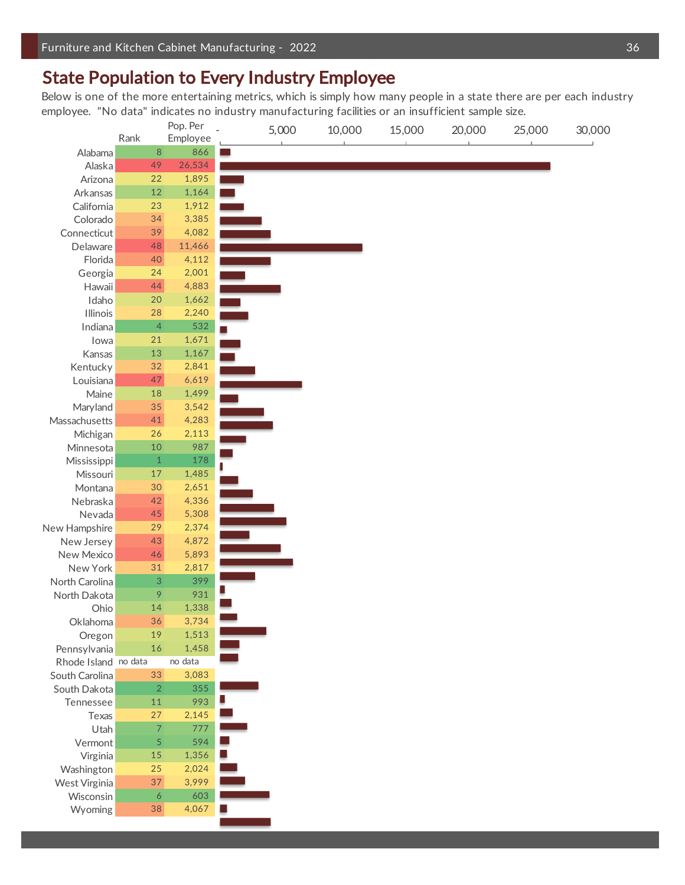## State Population to Every Industry Employee

Below is one of the more entertaining metrics, which is simply how many people in a state there are per each industry employee. "No data" indicates no industry manufacturing facilities or an insufficient sample size.

| State | Rank | Pop. Per Employee |
|---|---|---|
| Alabama | 8 | 866 |
| Alaska | 49 | 26,534 |
| Arizona | 22 | 1,895 |
| Arkansas | 12 | 1,164 |
| California | 23 | 1,912 |
| Colorado | 34 | 3,385 |
| Connecticut | 39 | 4,082 |
| Delaware | 48 | 11,466 |
| Florida | 40 | 4,112 |
| Georgia | 24 | 2,001 |
| Hawaii | 44 | 4,883 |
| Idaho | 20 | 1,662 |
| Illinois | 28 | 2,240 |
| Indiana | 4 | 532 |
| Iowa | 21 | 1,671 |
| Kansas | 13 | 1,167 |
| Kentucky | 32 | 2,841 |
| Louisiana | 47 | 6,619 |
| Maine | 18 | 1,499 |
| Maryland | 35 | 3,542 |
| Massachusetts | 41 | 4,283 |
| Michigan | 26 | 2,113 |
| Minnesota | 10 | 987 |
| Mississippi | 1 | 178 |
| Missouri | 17 | 1,485 |
| Montana | 30 | 2,651 |
| Nebraska | 42 | 4,336 |
| Nevada | 45 | 5,308 |
| New Hampshire | 29 | 2,374 |
| New Jersey | 43 | 4,872 |
| New Mexico | 46 | 5,893 |
| New York | 31 | 2,817 |
| North Carolina | 3 | 399 |
| North Dakota | 9 | 931 |
| Ohio | 14 | 1,338 |
| Oklahoma | 36 | 3,734 |
| Oregon | 19 | 1,513 |
| Pennsylvania | 16 | 1,458 |
| Rhode Island | no data | no data |
| South Carolina | 33 | 3,083 |
| South Dakota | 2 | 355 |
| Tennessee | 11 | 993 |
| Texas | 27 | 2,145 |
| Utah | 7 | 777 |
| Vermont | 5 | 594 |
| Virginia | 15 | 1,356 |
| Washington | 25 | 2,024 |
| West Virginia | 37 | 3,999 |
| Wisconsin | 6 | 603 |
| Wyoming | 38 | 4,067 |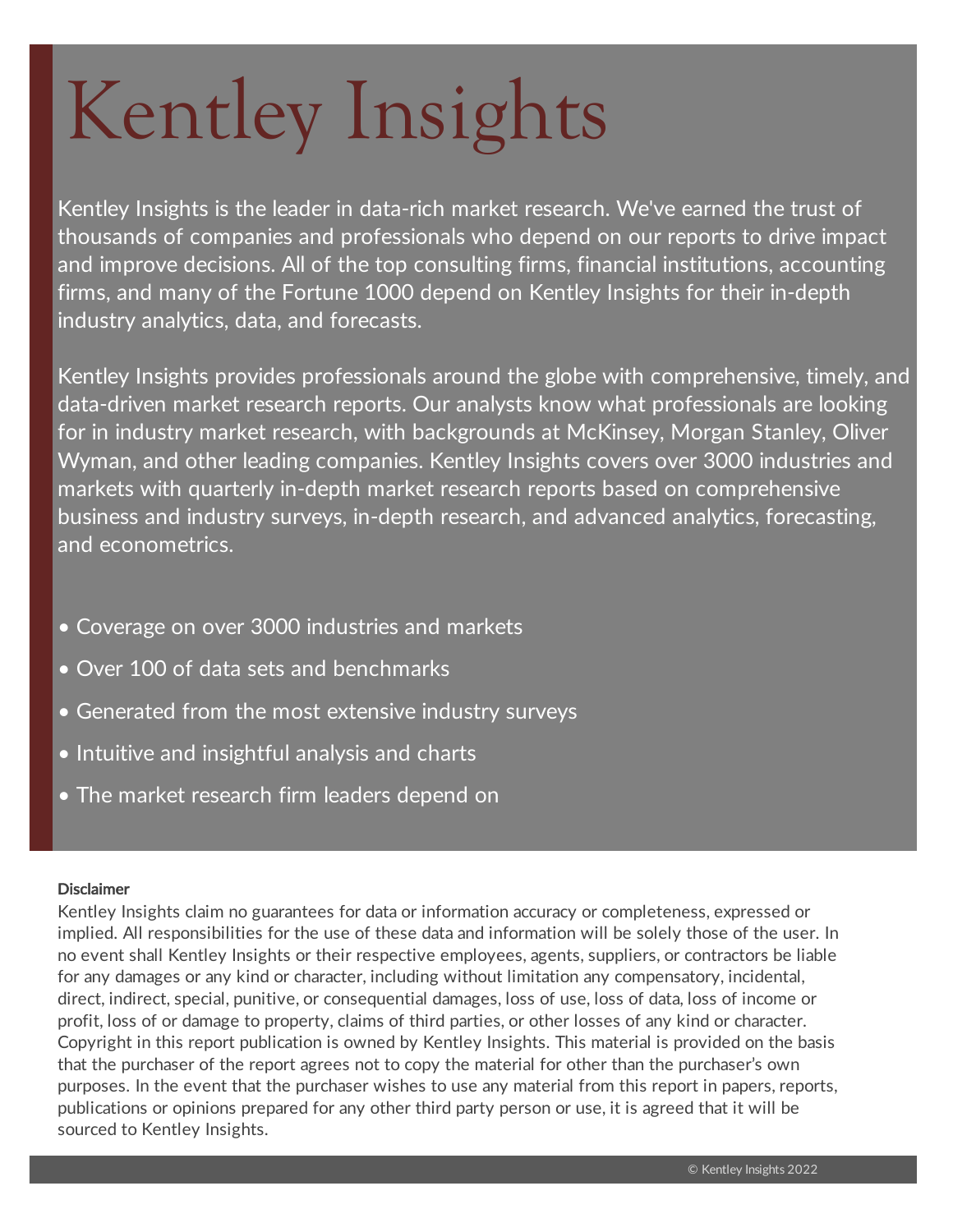# Kentley Insights

Kentley Insights is the leader in data-rich market research. We've earned the trust of thousands of companies and professionals who depend on our reports to drive impact and improve decisions. All of the top consulting firms, financial institutions, accounting firms, and many of the Fortune 1000 depend on Kentley Insights for their in-depth industry analytics, data, and forecasts.

Kentley Insights provides professionals around the globe with comprehensive, timely, and data-driven market research reports. Our analysts know what professionals are looking for in industry market research, with backgrounds at McKinsey, Morgan Stanley, Oliver Wyman, and other leading companies. Kentley Insights covers over 3000 industries and markets with quarterly in-depth market research reports based on comprehensive business and industry surveys, in-depth research, and advanced analytics, forecasting, and econometrics.

- Coverage on over 3000 industries and markets
- Over 100 of data sets and benchmarks
- Generated from the most extensive industry surveys
- Intuitive and insightful analysis and charts
- The market research firm leaders depend on

**Disclaimer**

Kentley Insights claim no guarantees for data or information accuracy or completeness, expressed or implied. All responsibilities for the use of these data and information will be solely those of the user. In no event shall Kentley Insights or their respective employees, agents, suppliers, or contractors be liable for any damages or any kind or character, including without limitation any compensatory, incidental, direct, indirect, special, punitive, or consequential damages, loss of use, loss of data, loss of income or profit, loss of or damage to property, claims of third parties, or other losses of any kind or character. Copyright in this report publication is owned by Kentley Insights. This material is provided on the basis that the purchaser of the report agrees not to copy the material for other than the purchaser's own purposes. In the event that the purchaser wishes to use any material from this report in papers, reports, publications or opinions prepared for any other third party person or use, it is agreed that it will be sourced to Kentley Insights.

© Kentley Insights 2022